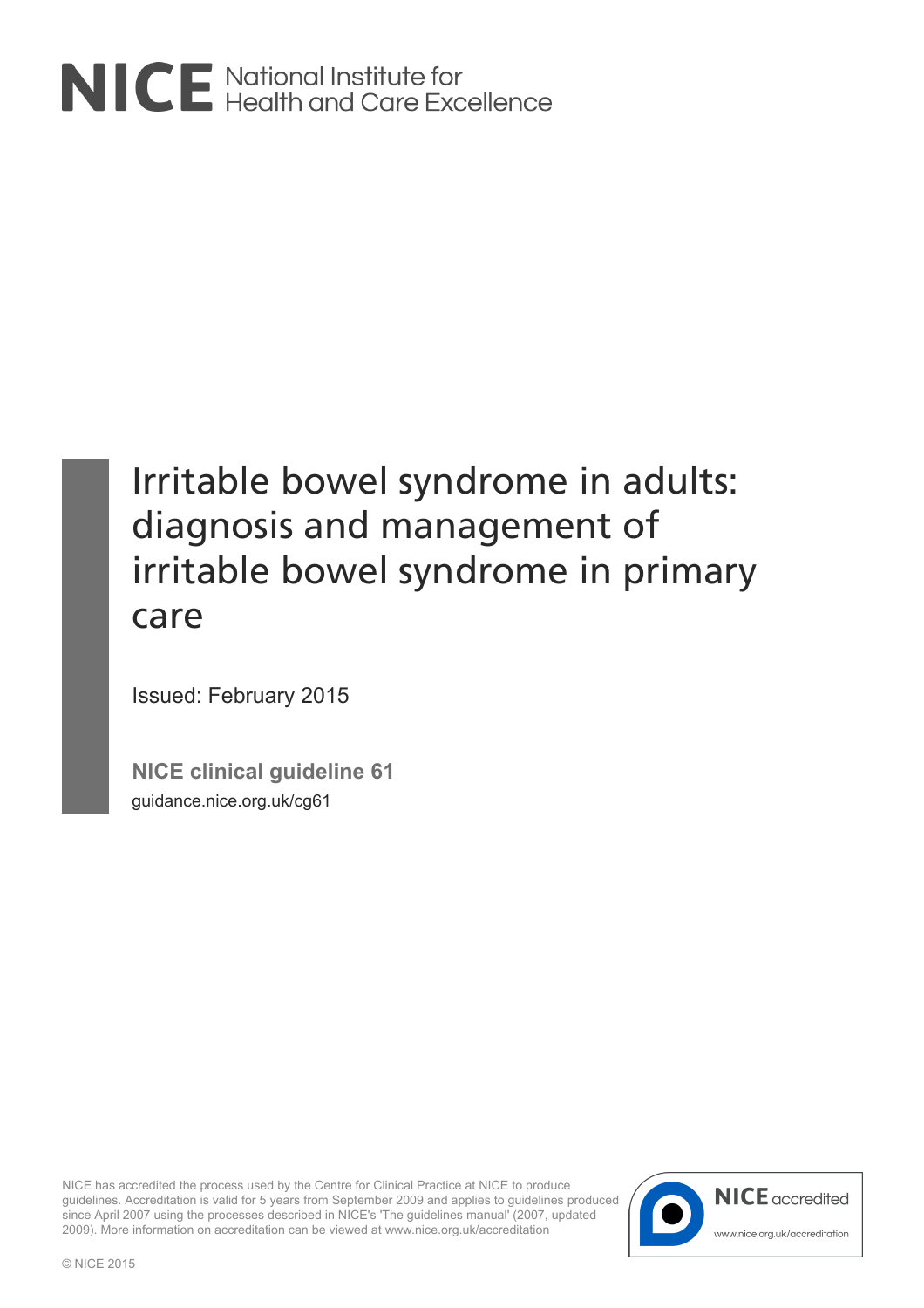NICE National Institute for Health and Care Excellence

# Irritable bowel syndrome in adults: diagnosis and management of irritable bowel syndrome in primary care

Issued: February 2015

**NICE clinical guideline 61**

guidance.nice.org.uk/cg61

NICE has accredited the process used by the Centre for Clinical Practice at NICE to produce guidelines. Accreditation is valid for 5 years from September 2009 and applies to guidelines produced since April 2007 using the processes described in NICE's 'The guidelines manual' (2007, updated 2009). More information on accreditation can be viewed at www.nice.org.uk/accreditation

NICE accredited

www.nice.org.uk/accreditation

© NICE 2015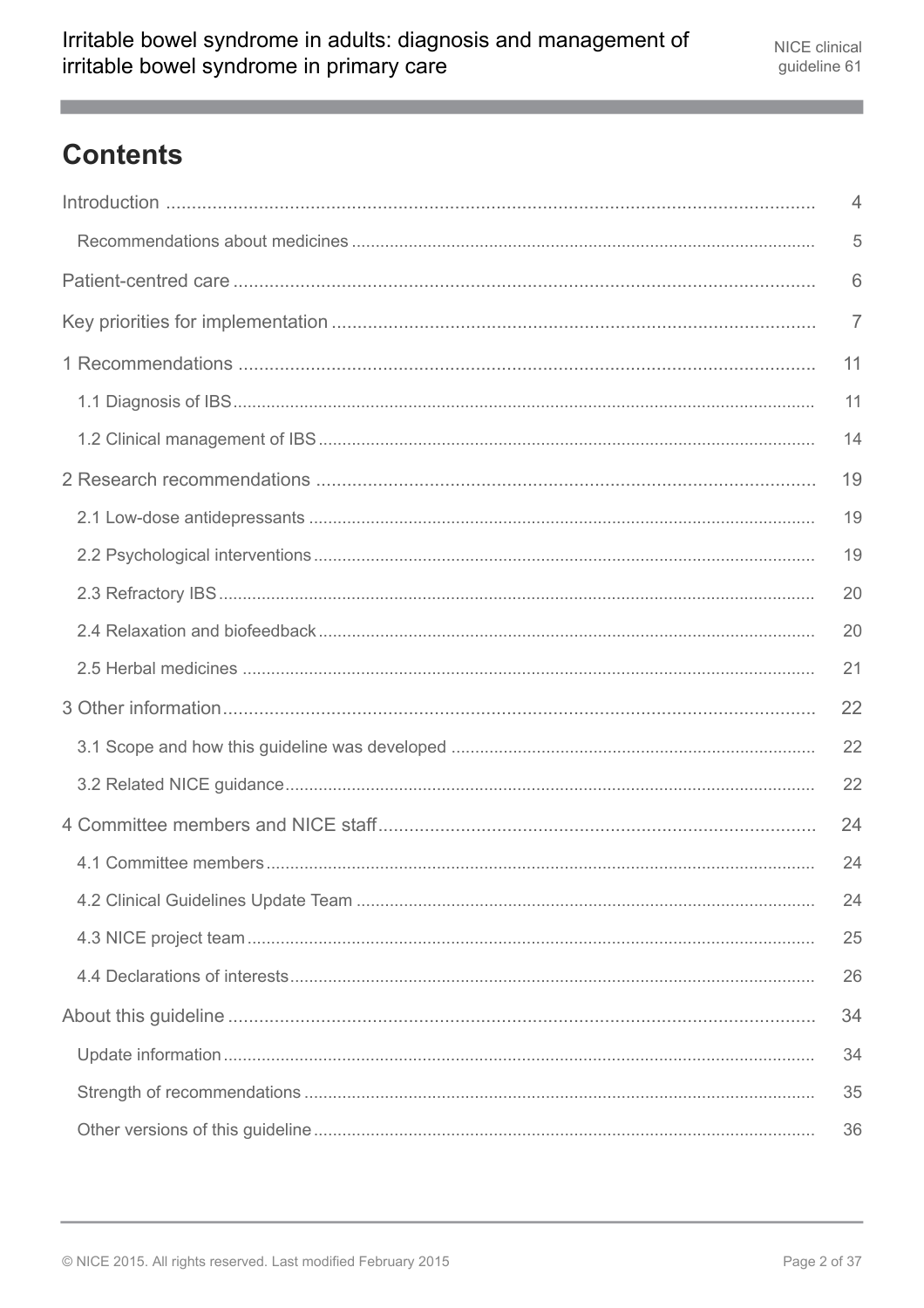# Contents

Introduction .......... 4

- Recommendations about medicines .......... 5

Patient-centred care .......... 6

Key priorities for implementation .......... 7

1 Recommendations .......... 11

- 1.1 Diagnosis of IBS .......... 11
- 1.2 Clinical management of IBS .......... 14

2 Research recommendations .......... 19

- 2.1 Low-dose antidepressants .......... 19
- 2.2 Psychological interventions .......... 19
- 2.3 Refractory IBS .......... 20
- 2.4 Relaxation and biofeedback .......... 20
- 2.5 Herbal medicines .......... 21

3 Other information .......... 22

- 3.1 Scope and how this guideline was developed .......... 22
- 3.2 Related NICE guidance .......... 22

4 Committee members and NICE staff .......... 24

- 4.1 Committee members .......... 24
- 4.2 Clinical Guidelines Update Team .......... 24
- 4.3 NICE project team .......... 25
- 4.4 Declarations of interests .......... 26

About this guideline .......... 34

- Update information .......... 34
- Strength of recommendations .......... 35
- Other versions of this guideline .......... 36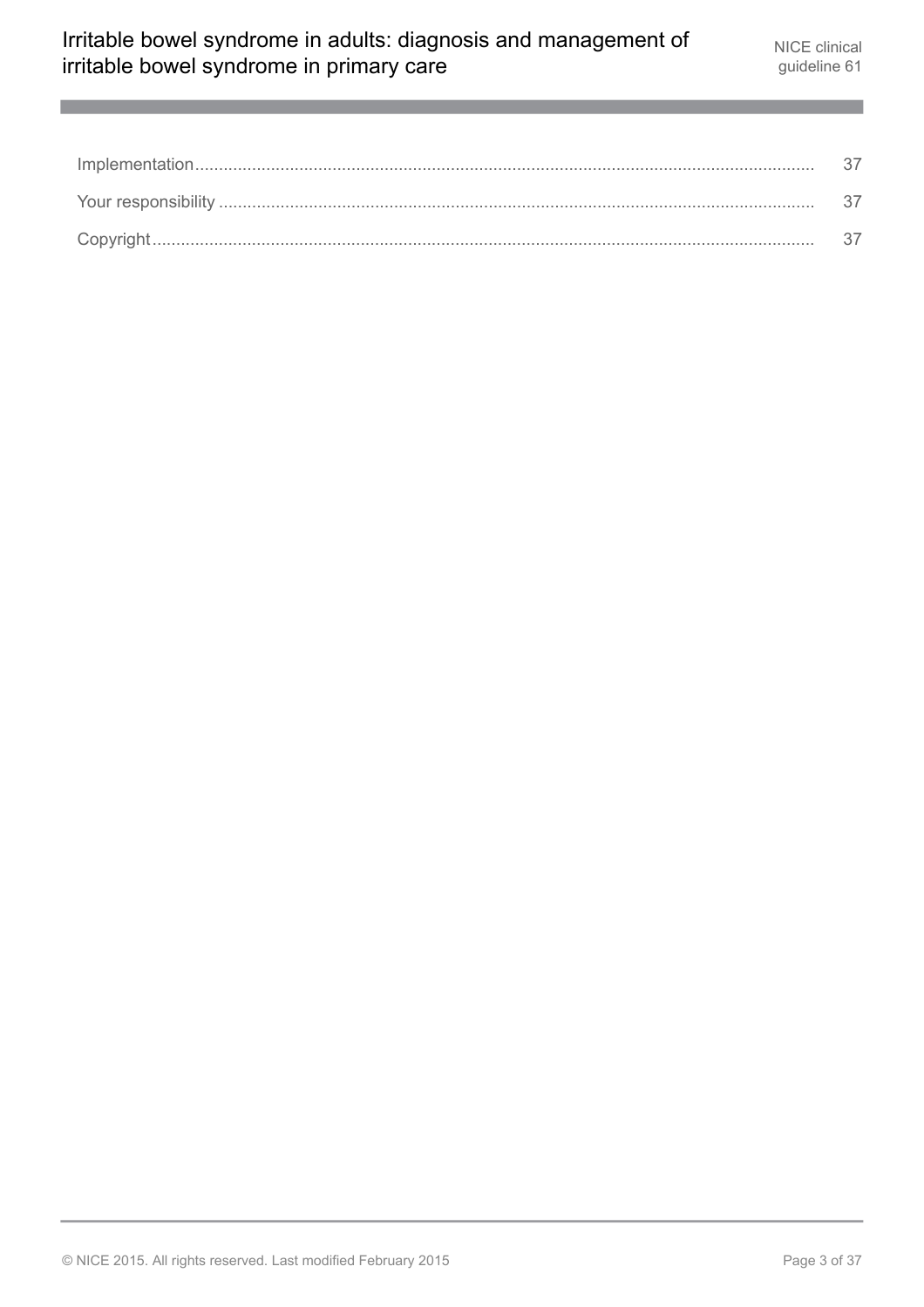Implementation .................................................................................................................................. 37

Your responsibility ............................................................................................................................ 37

Copyright ........................................................................................................................................... 37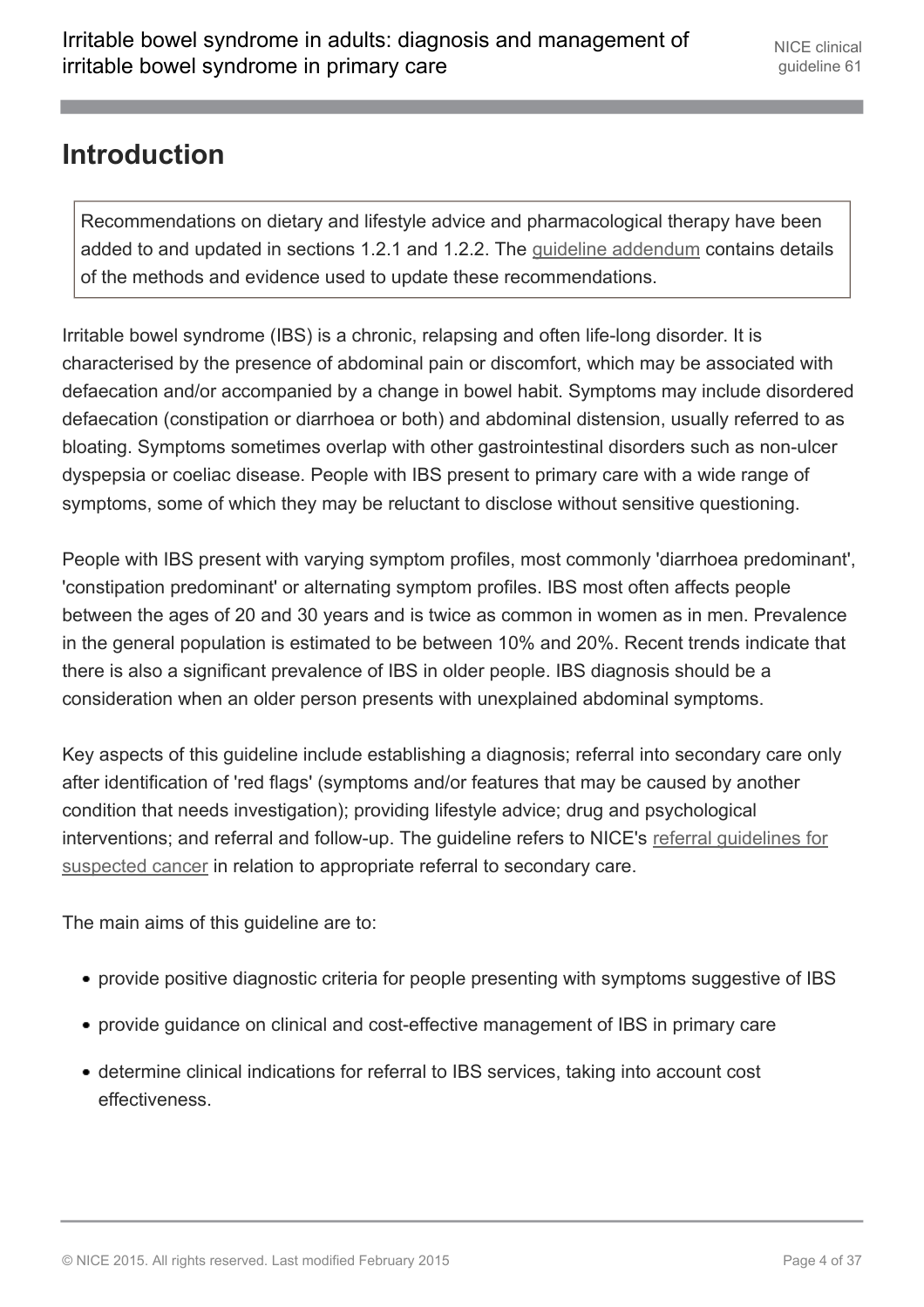# Introduction

> Recommendations on dietary and lifestyle advice and pharmacological therapy have been added to and updated in sections 1.2.1 and 1.2.2. The guideline addendum contains details of the methods and evidence used to update these recommendations.

Irritable bowel syndrome (IBS) is a chronic, relapsing and often life-long disorder. It is characterised by the presence of abdominal pain or discomfort, which may be associated with defaecation and/or accompanied by a change in bowel habit. Symptoms may include disordered defaecation (constipation or diarrhoea or both) and abdominal distension, usually referred to as bloating. Symptoms sometimes overlap with other gastrointestinal disorders such as non-ulcer dyspepsia or coeliac disease. People with IBS present to primary care with a wide range of symptoms, some of which they may be reluctant to disclose without sensitive questioning.

People with IBS present with varying symptom profiles, most commonly 'diarrhoea predominant', 'constipation predominant' or alternating symptom profiles. IBS most often affects people between the ages of 20 and 30 years and is twice as common in women as in men. Prevalence in the general population is estimated to be between 10% and 20%. Recent trends indicate that there is also a significant prevalence of IBS in older people. IBS diagnosis should be a consideration when an older person presents with unexplained abdominal symptoms.

Key aspects of this guideline include establishing a diagnosis; referral into secondary care only after identification of 'red flags' (symptoms and/or features that may be caused by another condition that needs investigation); providing lifestyle advice; drug and psychological interventions; and referral and follow-up. The guideline refers to NICE's referral guidelines for suspected cancer in relation to appropriate referral to secondary care.

The main aims of this guideline are to:

- provide positive diagnostic criteria for people presenting with symptoms suggestive of IBS
- provide guidance on clinical and cost-effective management of IBS in primary care
- determine clinical indications for referral to IBS services, taking into account cost effectiveness.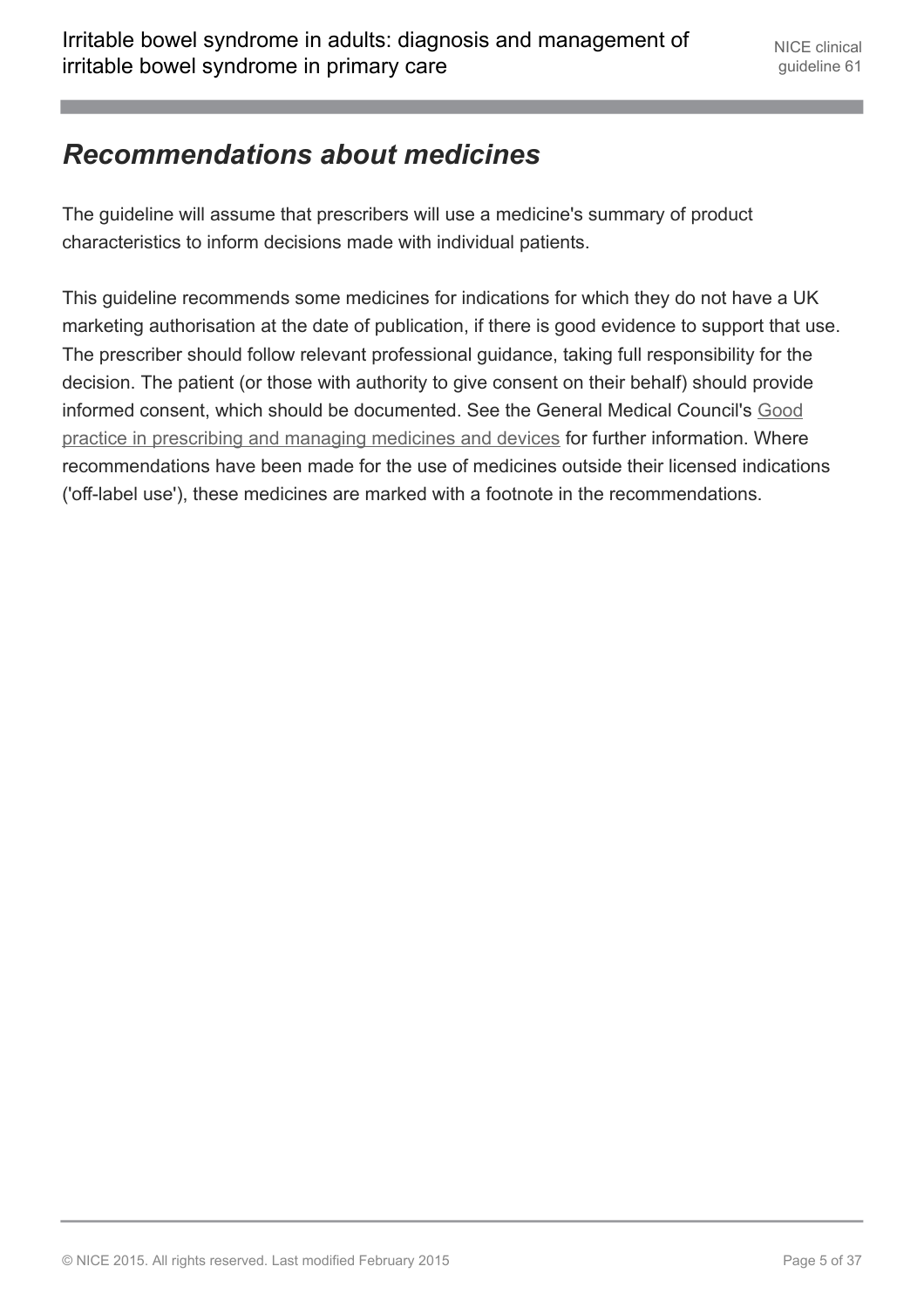## *Recommendations about medicines*

The guideline will assume that prescribers will use a medicine's summary of product characteristics to inform decisions made with individual patients.

This guideline recommends some medicines for indications for which they do not have a UK marketing authorisation at the date of publication, if there is good evidence to support that use. The prescriber should follow relevant professional guidance, taking full responsibility for the decision. The patient (or those with authority to give consent on their behalf) should provide informed consent, which should be documented. See the General Medical Council's Good practice in prescribing and managing medicines and devices for further information. Where recommendations have been made for the use of medicines outside their licensed indications ('off-label use'), these medicines are marked with a footnote in the recommendations.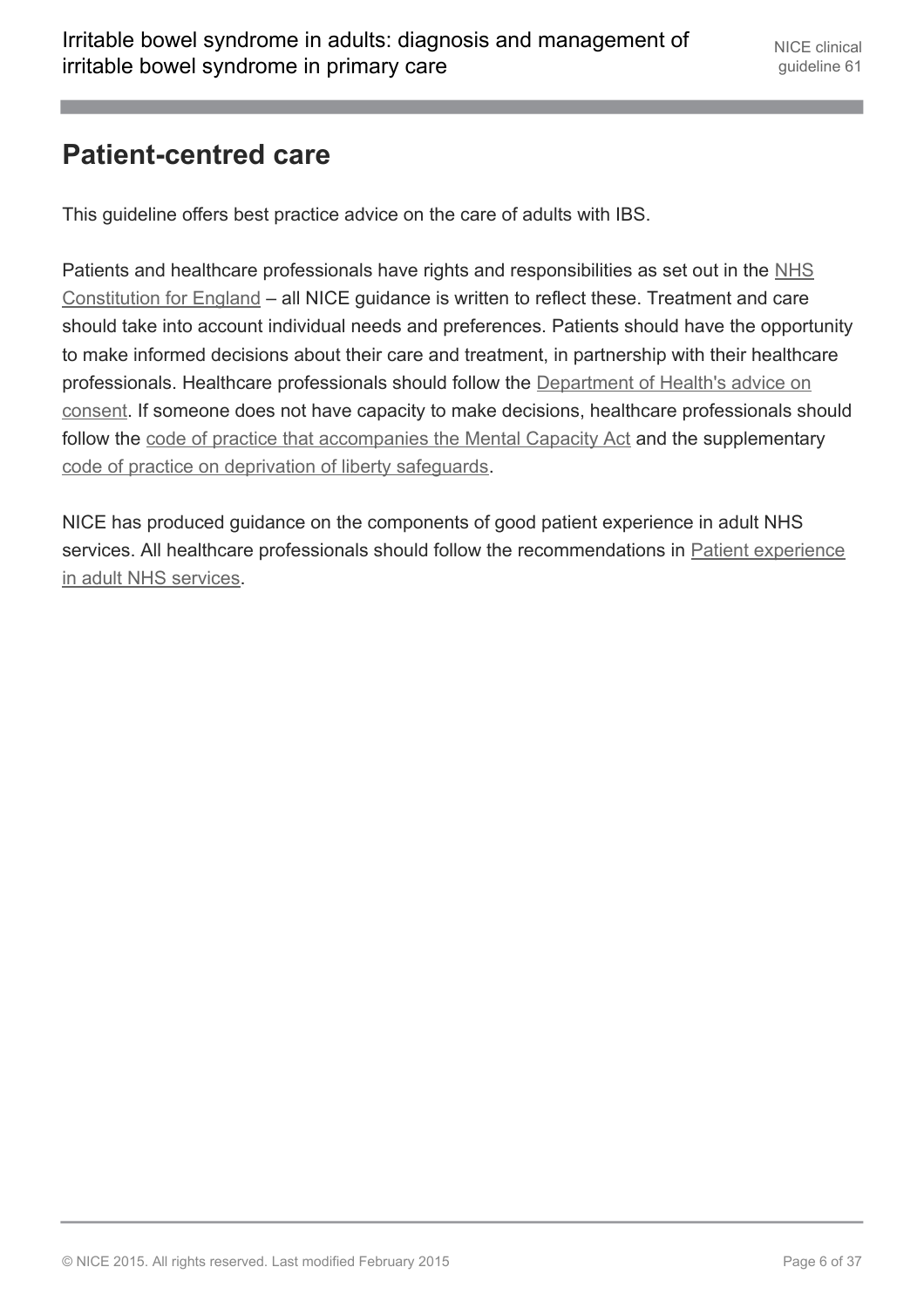## Patient-centred care

This guideline offers best practice advice on the care of adults with IBS.

Patients and healthcare professionals have rights and responsibilities as set out in the NHS Constitution for England – all NICE guidance is written to reflect these. Treatment and care should take into account individual needs and preferences. Patients should have the opportunity to make informed decisions about their care and treatment, in partnership with their healthcare professionals. Healthcare professionals should follow the Department of Health's advice on consent. If someone does not have capacity to make decisions, healthcare professionals should follow the code of practice that accompanies the Mental Capacity Act and the supplementary code of practice on deprivation of liberty safeguards.

NICE has produced guidance on the components of good patient experience in adult NHS services. All healthcare professionals should follow the recommendations in Patient experience in adult NHS services.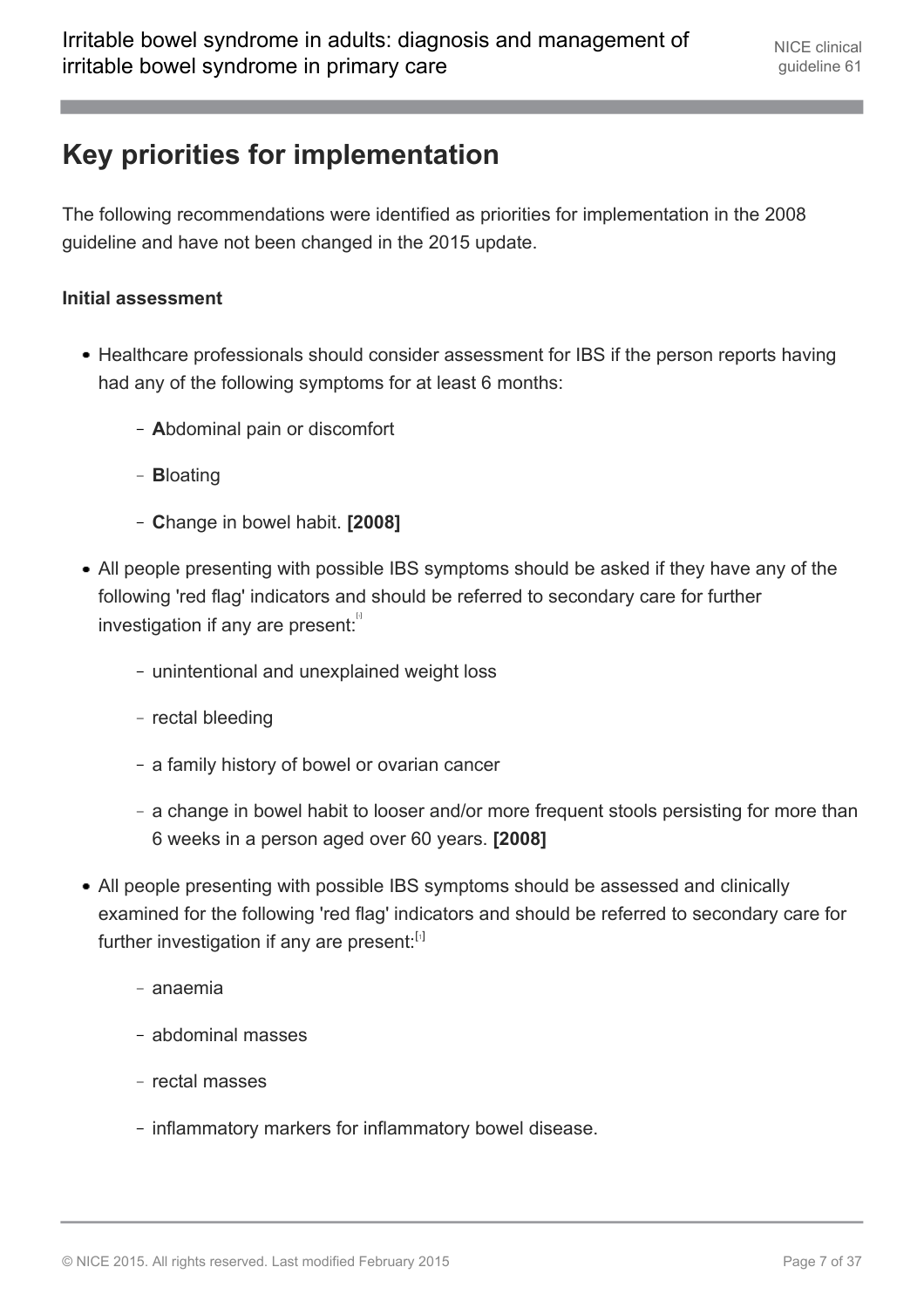## Key priorities for implementation

The following recommendations were identified as priorities for implementation in the 2008 guideline and have not been changed in the 2015 update.

**Initial assessment**

- Healthcare professionals should consider assessment for IBS if the person reports having had any of the following symptoms for at least 6 months:
  - **A**bdominal pain or discomfort
  - **B**loating
  - **C**hange in bowel habit. **[2008]**
- All people presenting with possible IBS symptoms should be asked if they have any of the following 'red flag' indicators and should be referred to secondary care for further investigation if any are present:[1]
  - unintentional and unexplained weight loss
  - rectal bleeding
  - a family history of bowel or ovarian cancer
  - a change in bowel habit to looser and/or more frequent stools persisting for more than 6 weeks in a person aged over 60 years. **[2008]**
- All people presenting with possible IBS symptoms should be assessed and clinically examined for the following 'red flag' indicators and should be referred to secondary care for further investigation if any are present:[1]
  - anaemia
  - abdominal masses
  - rectal masses
  - inflammatory markers for inflammatory bowel disease.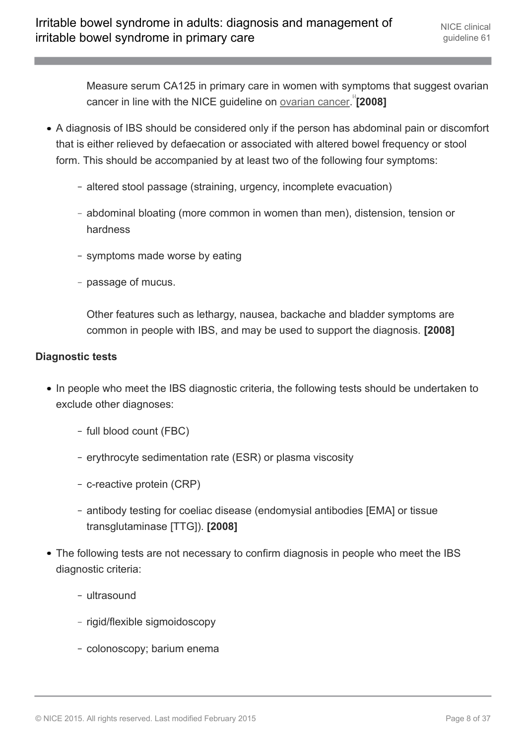Measure serum CA125 in primary care in women with symptoms that suggest ovarian cancer in line with the NICE guideline on ovarian cancer.[3] **[2008]**

- A diagnosis of IBS should be considered only if the person has abdominal pain or discomfort that is either relieved by defaecation or associated with altered bowel frequency or stool form. This should be accompanied by at least two of the following four symptoms:
  - altered stool passage (straining, urgency, incomplete evacuation)
  - abdominal bloating (more common in women than men), distension, tension or hardness
  - symptoms made worse by eating
  - passage of mucus.

  Other features such as lethargy, nausea, backache and bladder symptoms are common in people with IBS, and may be used to support the diagnosis. **[2008]**

### Diagnostic tests

- In people who meet the IBS diagnostic criteria, the following tests should be undertaken to exclude other diagnoses:
  - full blood count (FBC)
  - erythrocyte sedimentation rate (ESR) or plasma viscosity
  - c-reactive protein (CRP)
  - antibody testing for coeliac disease (endomysial antibodies [EMA] or tissue transglutaminase [TTG]). **[2008]**
- The following tests are not necessary to confirm diagnosis in people who meet the IBS diagnostic criteria:
  - ultrasound
  - rigid/flexible sigmoidoscopy
  - colonoscopy; barium enema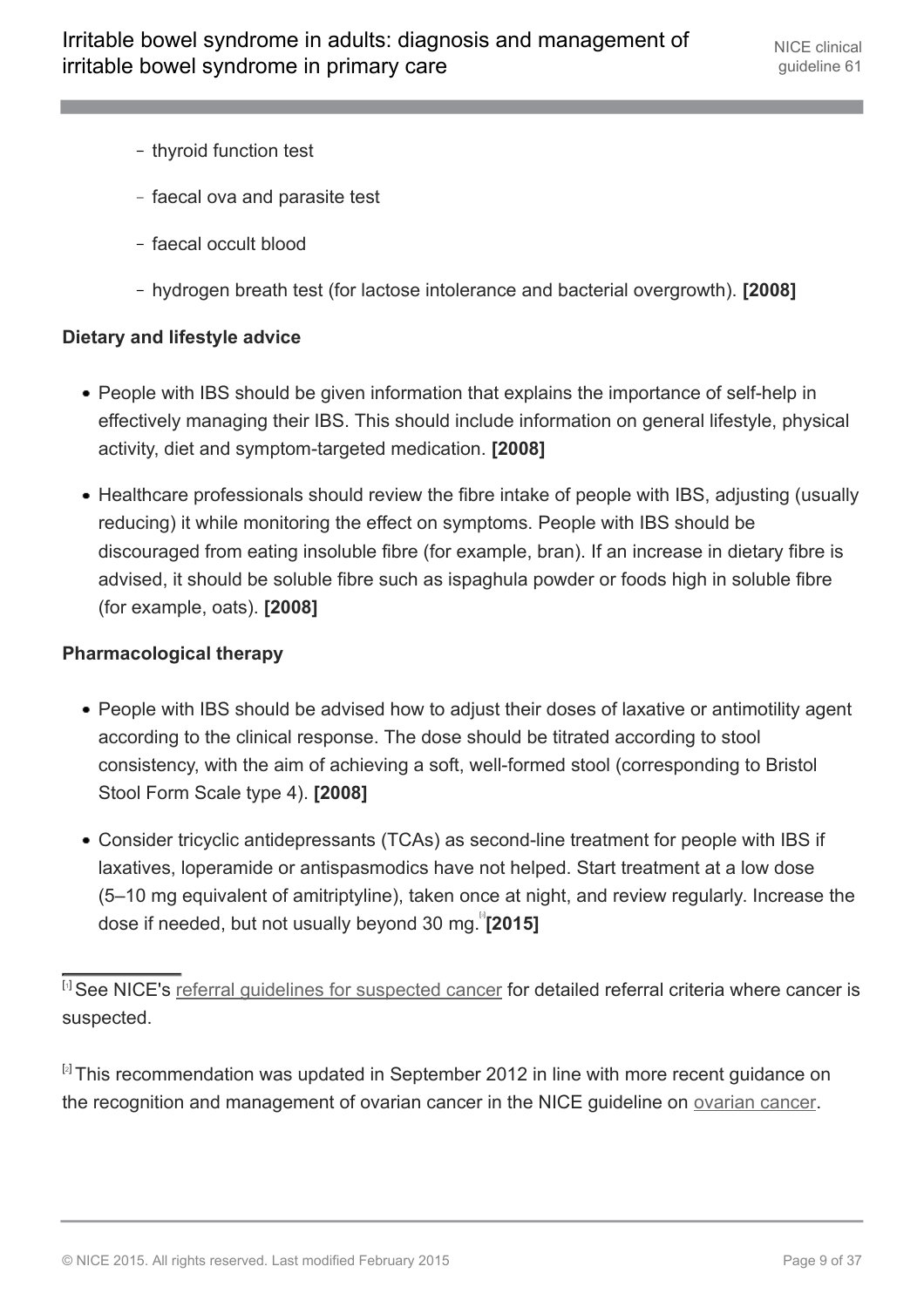- thyroid function test
- faecal ova and parasite test
- faecal occult blood
- hydrogen breath test (for lactose intolerance and bacterial overgrowth). **[2008]**

**Dietary and lifestyle advice**

- People with IBS should be given information that explains the importance of self-help in effectively managing their IBS. This should include information on general lifestyle, physical activity, diet and symptom-targeted medication. **[2008]**
- Healthcare professionals should review the fibre intake of people with IBS, adjusting (usually reducing) it while monitoring the effect on symptoms. People with IBS should be discouraged from eating insoluble fibre (for example, bran). If an increase in dietary fibre is advised, it should be soluble fibre such as ispaghula powder or foods high in soluble fibre (for example, oats). **[2008]**

**Pharmacological therapy**

- People with IBS should be advised how to adjust their doses of laxative or antimotility agent according to the clinical response. The dose should be titrated according to stool consistency, with the aim of achieving a soft, well-formed stool (corresponding to Bristol Stool Form Scale type 4). **[2008]**
- Consider tricyclic antidepressants (TCAs) as second-line treatment for people with IBS if laxatives, loperamide or antispasmodics have not helped. Start treatment at a low dose (5–10 mg equivalent of amitriptyline), taken once at night, and review regularly. Increase the dose if needed, but not usually beyond 30 mg.[3] **[2015]**

---

[1] See NICE's referral guidelines for suspected cancer for detailed referral criteria where cancer is suspected.

[2] This recommendation was updated in September 2012 in line with more recent guidance on the recognition and management of ovarian cancer in the NICE guideline on ovarian cancer.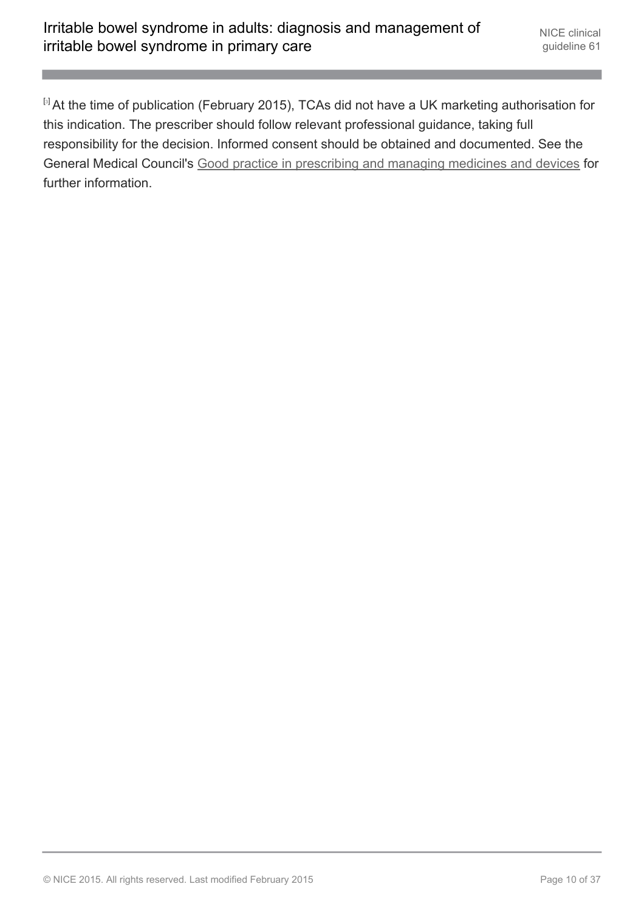[3] At the time of publication (February 2015), TCAs did not have a UK marketing authorisation for this indication. The prescriber should follow relevant professional guidance, taking full responsibility for the decision. Informed consent should be obtained and documented. See the General Medical Council's Good practice in prescribing and managing medicines and devices for further information.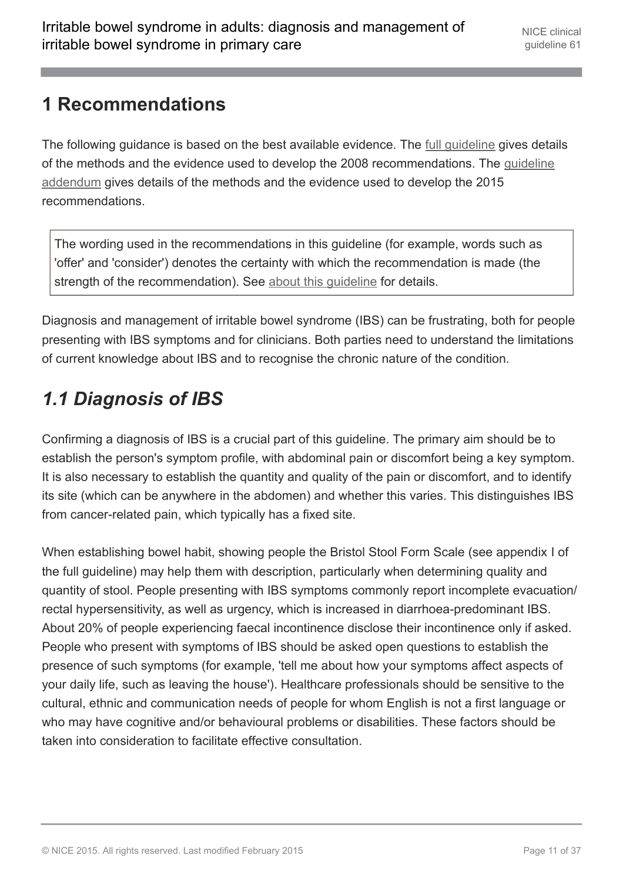# 1 Recommendations

The following guidance is based on the best available evidence. The full guideline gives details of the methods and the evidence used to develop the 2008 recommendations. The guideline addendum gives details of the methods and the evidence used to develop the 2015 recommendations.

> The wording used in the recommendations in this guideline (for example, words such as 'offer' and 'consider') denotes the certainty with which the recommendation is made (the strength of the recommendation). See about this guideline for details.

Diagnosis and management of irritable bowel syndrome (IBS) can be frustrating, both for people presenting with IBS symptoms and for clinicians. Both parties need to understand the limitations of current knowledge about IBS and to recognise the chronic nature of the condition.

## *1.1 Diagnosis of IBS*

Confirming a diagnosis of IBS is a crucial part of this guideline. The primary aim should be to establish the person's symptom profile, with abdominal pain or discomfort being a key symptom. It is also necessary to establish the quantity and quality of the pain or discomfort, and to identify its site (which can be anywhere in the abdomen) and whether this varies. This distinguishes IBS from cancer-related pain, which typically has a fixed site.

When establishing bowel habit, showing people the Bristol Stool Form Scale (see appendix I of the full guideline) may help them with description, particularly when determining quality and quantity of stool. People presenting with IBS symptoms commonly report incomplete evacuation/ rectal hypersensitivity, as well as urgency, which is increased in diarrhoea-predominant IBS. About 20% of people experiencing faecal incontinence disclose their incontinence only if asked. People who present with symptoms of IBS should be asked open questions to establish the presence of such symptoms (for example, 'tell me about how your symptoms affect aspects of your daily life, such as leaving the house'). Healthcare professionals should be sensitive to the cultural, ethnic and communication needs of people for whom English is not a first language or who may have cognitive and/or behavioural problems or disabilities. These factors should be taken into consideration to facilitate effective consultation.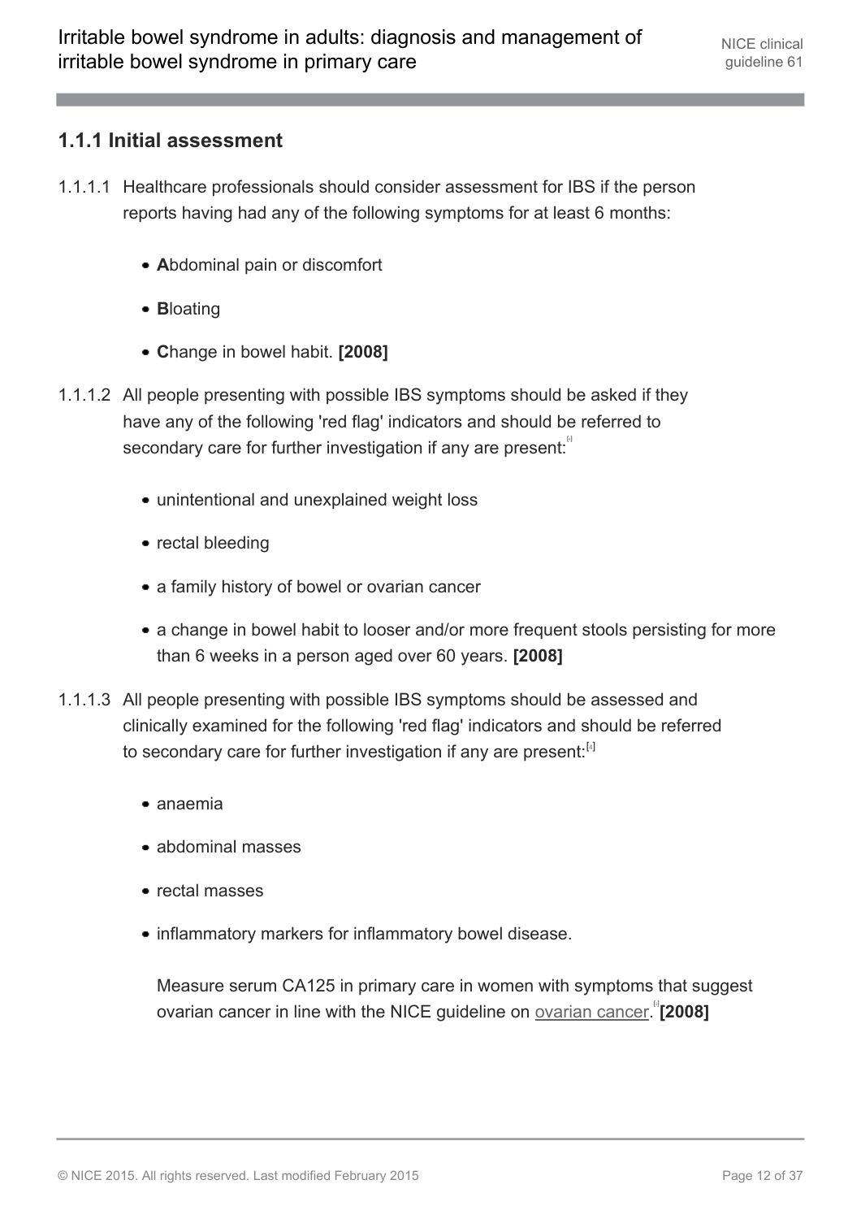### 1.1.1 Initial assessment

1.1.1.1 Healthcare professionals should consider assessment for IBS if the person reports having had any of the following symptoms for at least 6 months:

- **A**bdominal pain or discomfort
- **B**loating
- **C**hange in bowel habit. **[2008]**

1.1.1.2 All people presenting with possible IBS symptoms should be asked if they have any of the following 'red flag' indicators and should be referred to secondary care for further investigation if any are present:[4]

- unintentional and unexplained weight loss
- rectal bleeding
- a family history of bowel or ovarian cancer
- a change in bowel habit to looser and/or more frequent stools persisting for more than 6 weeks in a person aged over 60 years. **[2008]**

1.1.1.3 All people presenting with possible IBS symptoms should be assessed and clinically examined for the following 'red flag' indicators and should be referred to secondary care for further investigation if any are present:[4]

- anaemia
- abdominal masses
- rectal masses
- inflammatory markers for inflammatory bowel disease.

  Measure serum CA125 in primary care in women with symptoms that suggest ovarian cancer in line with the NICE guideline on ovarian cancer.[4] **[2008]**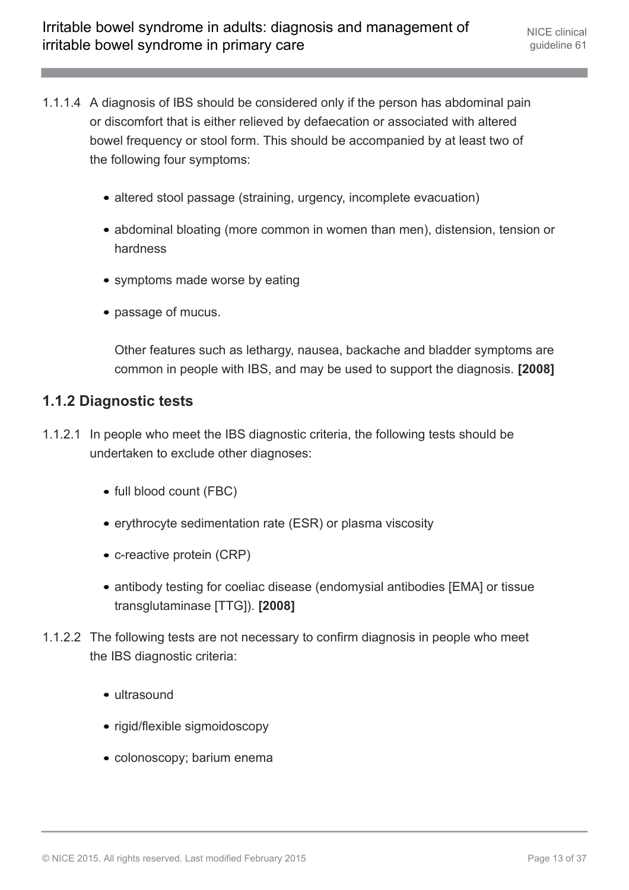1.1.1.4 A diagnosis of IBS should be considered only if the person has abdominal pain or discomfort that is either relieved by defaecation or associated with altered bowel frequency or stool form. This should be accompanied by at least two of the following four symptoms:

- altered stool passage (straining, urgency, incomplete evacuation)
- abdominal bloating (more common in women than men), distension, tension or hardness
- symptoms made worse by eating
- passage of mucus.

  Other features such as lethargy, nausea, backache and bladder symptoms are common in people with IBS, and may be used to support the diagnosis. **[2008]**

### 1.1.2 Diagnostic tests

1.1.2.1 In people who meet the IBS diagnostic criteria, the following tests should be undertaken to exclude other diagnoses:

- full blood count (FBC)
- erythrocyte sedimentation rate (ESR) or plasma viscosity
- c-reactive protein (CRP)
- antibody testing for coeliac disease (endomysial antibodies [EMA] or tissue transglutaminase [TTG]). **[2008]**

1.1.2.2 The following tests are not necessary to confirm diagnosis in people who meet the IBS diagnostic criteria:

- ultrasound
- rigid/flexible sigmoidoscopy
- colonoscopy; barium enema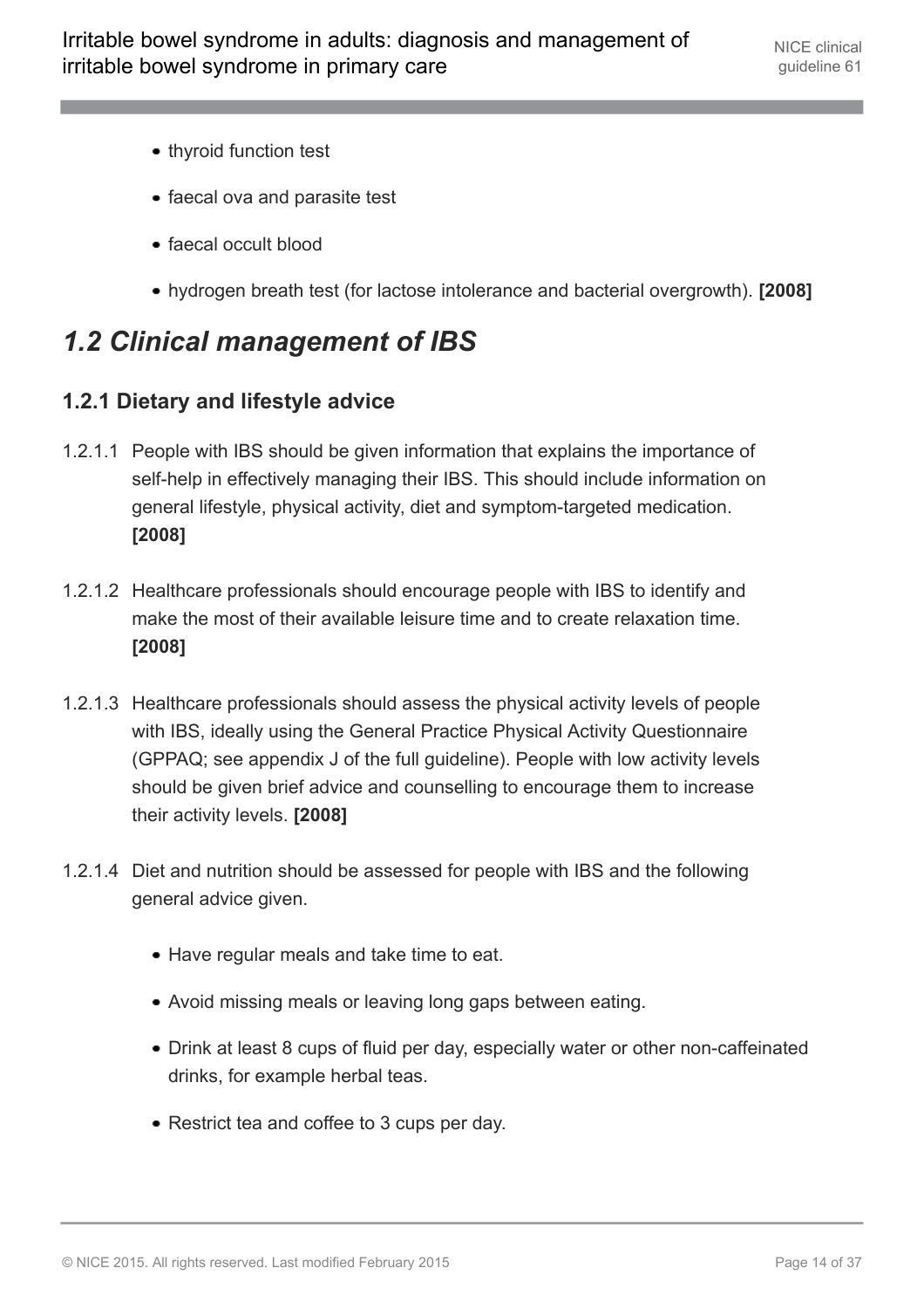- thyroid function test
- faecal ova and parasite test
- faecal occult blood
- hydrogen breath test (for lactose intolerance and bacterial overgrowth). **[2008]**

## *1.2 Clinical management of IBS*

### 1.2.1 Dietary and lifestyle advice

1.2.1.1 People with IBS should be given information that explains the importance of self-help in effectively managing their IBS. This should include information on general lifestyle, physical activity, diet and symptom-targeted medication. **[2008]**

1.2.1.2 Healthcare professionals should encourage people with IBS to identify and make the most of their available leisure time and to create relaxation time. **[2008]**

1.2.1.3 Healthcare professionals should assess the physical activity levels of people with IBS, ideally using the General Practice Physical Activity Questionnaire (GPPAQ; see appendix J of the full guideline). People with low activity levels should be given brief advice and counselling to encourage them to increase their activity levels. **[2008]**

1.2.1.4 Diet and nutrition should be assessed for people with IBS and the following general advice given.

- Have regular meals and take time to eat.
- Avoid missing meals or leaving long gaps between eating.
- Drink at least 8 cups of fluid per day, especially water or other non-caffeinated drinks, for example herbal teas.
- Restrict tea and coffee to 3 cups per day.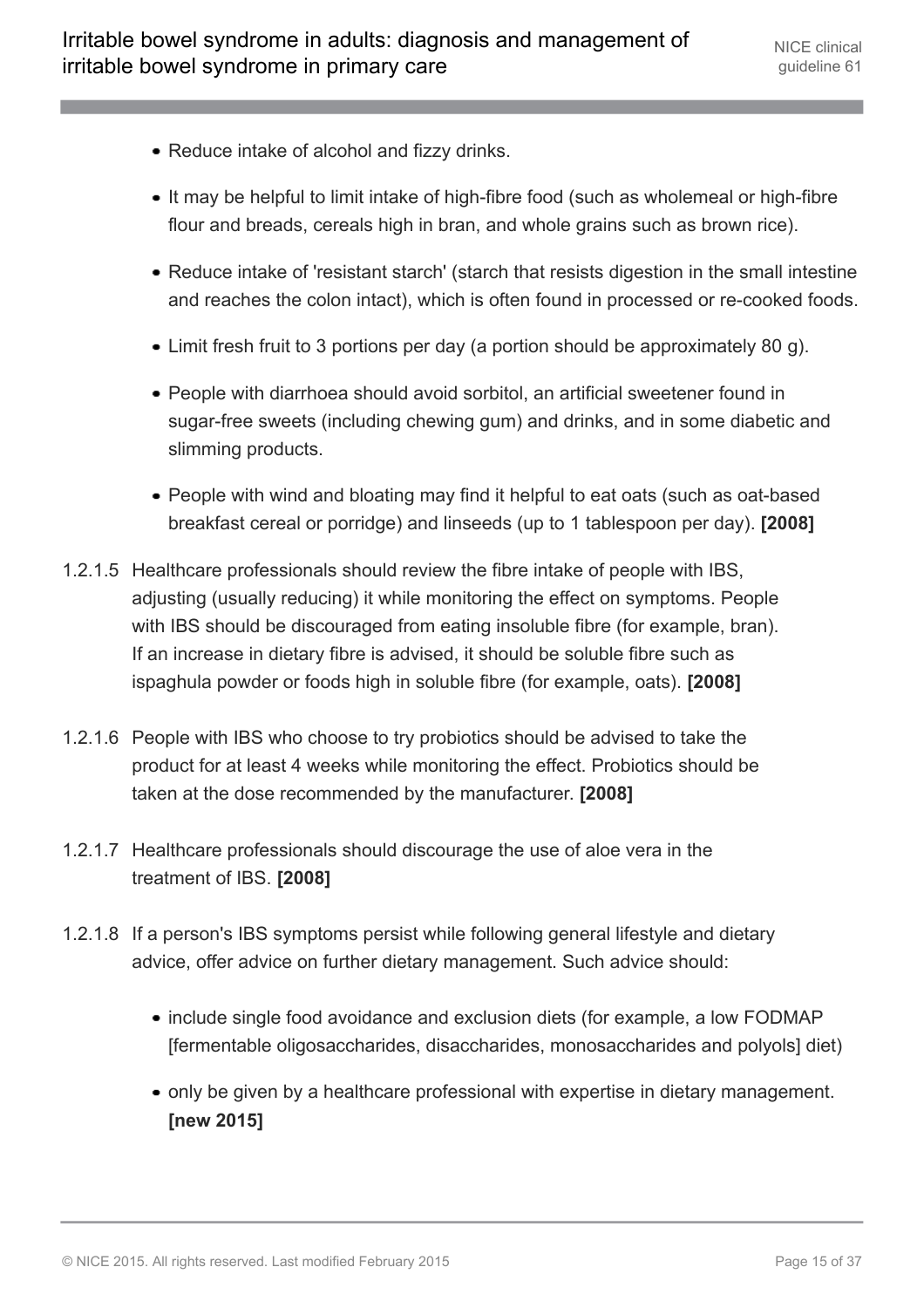- Reduce intake of alcohol and fizzy drinks.
- It may be helpful to limit intake of high-fibre food (such as wholemeal or high-fibre flour and breads, cereals high in bran, and whole grains such as brown rice).
- Reduce intake of 'resistant starch' (starch that resists digestion in the small intestine and reaches the colon intact), which is often found in processed or re-cooked foods.
- Limit fresh fruit to 3 portions per day (a portion should be approximately 80 g).
- People with diarrhoea should avoid sorbitol, an artificial sweetener found in sugar-free sweets (including chewing gum) and drinks, and in some diabetic and slimming products.
- People with wind and bloating may find it helpful to eat oats (such as oat-based breakfast cereal or porridge) and linseeds (up to 1 tablespoon per day). **[2008]**

1.2.1.5 Healthcare professionals should review the fibre intake of people with IBS, adjusting (usually reducing) it while monitoring the effect on symptoms. People with IBS should be discouraged from eating insoluble fibre (for example, bran). If an increase in dietary fibre is advised, it should be soluble fibre such as ispaghula powder or foods high in soluble fibre (for example, oats). **[2008]**

1.2.1.6 People with IBS who choose to try probiotics should be advised to take the product for at least 4 weeks while monitoring the effect. Probiotics should be taken at the dose recommended by the manufacturer. **[2008]**

1.2.1.7 Healthcare professionals should discourage the use of aloe vera in the treatment of IBS. **[2008]**

1.2.1.8 If a person's IBS symptoms persist while following general lifestyle and dietary advice, offer advice on further dietary management. Such advice should:

- include single food avoidance and exclusion diets (for example, a low FODMAP [fermentable oligosaccharides, disaccharides, monosaccharides and polyols] diet)
- only be given by a healthcare professional with expertise in dietary management. **[new 2015]**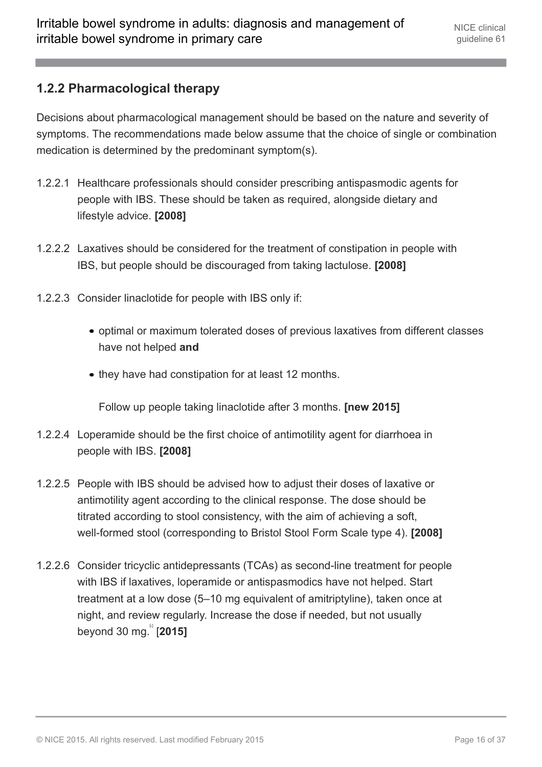### 1.2.2 Pharmacological therapy

Decisions about pharmacological management should be based on the nature and severity of symptoms. The recommendations made below assume that the choice of single or combination medication is determined by the predominant symptom(s).

1.2.2.1 Healthcare professionals should consider prescribing antispasmodic agents for people with IBS. These should be taken as required, alongside dietary and lifestyle advice. **[2008]**

1.2.2.2 Laxatives should be considered for the treatment of constipation in people with IBS, but people should be discouraged from taking lactulose. **[2008]**

1.2.2.3 Consider linaclotide for people with IBS only if:

- optimal or maximum tolerated doses of previous laxatives from different classes have not helped **and**
- they have had constipation for at least 12 months.

Follow up people taking linaclotide after 3 months. **[new 2015]**

1.2.2.4 Loperamide should be the first choice of antimotility agent for diarrhoea in people with IBS. **[2008]**

1.2.2.5 People with IBS should be advised how to adjust their doses of laxative or antimotility agent according to the clinical response. The dose should be titrated according to stool consistency, with the aim of achieving a soft, well-formed stool (corresponding to Bristol Stool Form Scale type 4). **[2008]**

1.2.2.6 Consider tricyclic antidepressants (TCAs) as second-line treatment for people with IBS if laxatives, loperamide or antispasmodics have not helped. Start treatment at a low dose (5–10 mg equivalent of amitriptyline), taken once at night, and review regularly. Increase the dose if needed, but not usually beyond 30 mg.[4] [**2015]**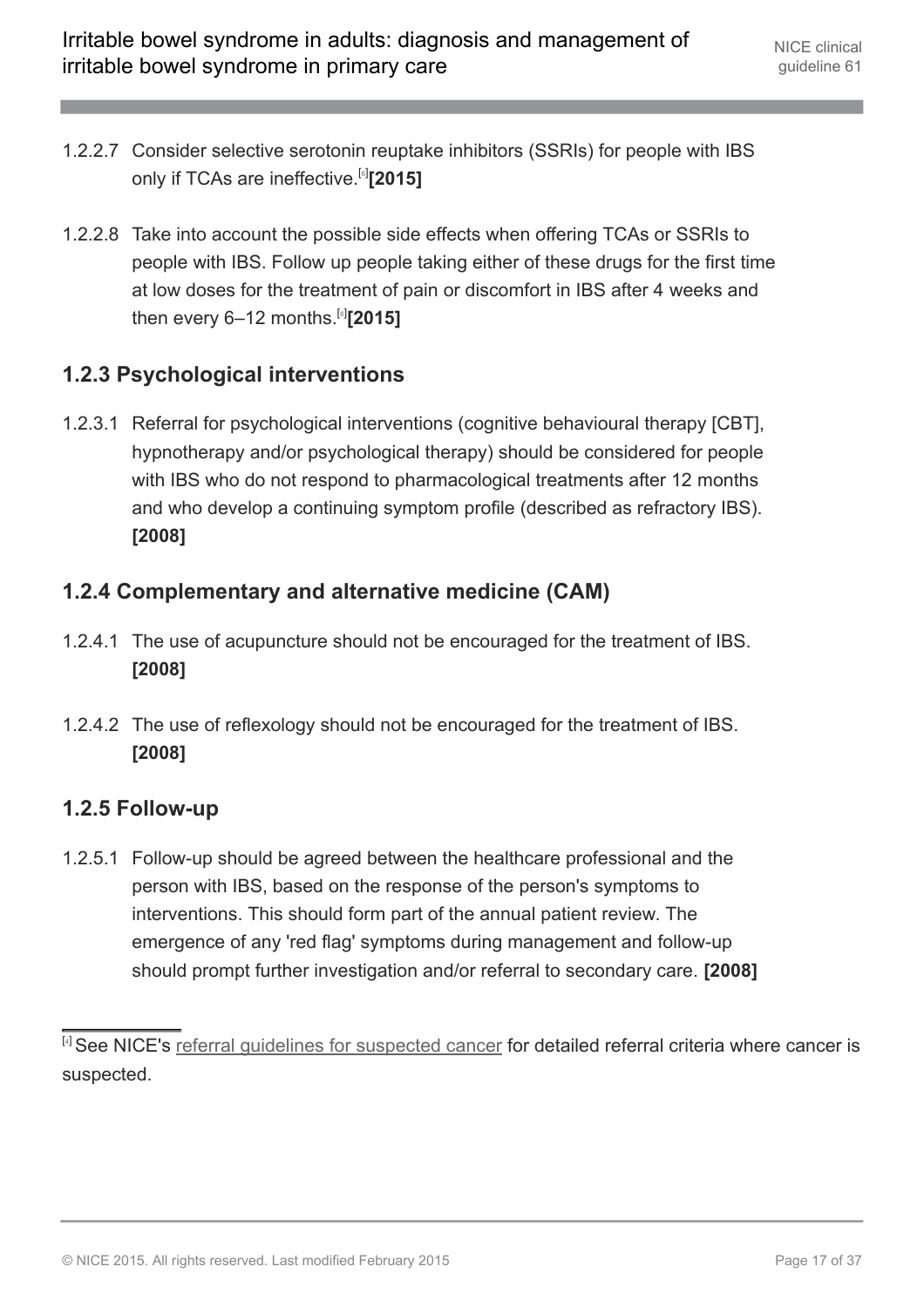1.2.2.7 Consider selective serotonin reuptake inhibitors (SSRIs) for people with IBS only if TCAs are ineffective.[6] **[2015]**

1.2.2.8 Take into account the possible side effects when offering TCAs or SSRIs to people with IBS. Follow up people taking either of these drugs for the first time at low doses for the treatment of pain or discomfort in IBS after 4 weeks and then every 6–12 months.[6] **[2015]**

### 1.2.3 Psychological interventions

1.2.3.1 Referral for psychological interventions (cognitive behavioural therapy [CBT], hypnotherapy and/or psychological therapy) should be considered for people with IBS who do not respond to pharmacological treatments after 12 months and who develop a continuing symptom profile (described as refractory IBS). **[2008]**

### 1.2.4 Complementary and alternative medicine (CAM)

1.2.4.1 The use of acupuncture should not be encouraged for the treatment of IBS. **[2008]**

1.2.4.2 The use of reflexology should not be encouraged for the treatment of IBS. **[2008]**

### 1.2.5 Follow-up

1.2.5.1 Follow-up should be agreed between the healthcare professional and the person with IBS, based on the response of the person's symptoms to interventions. This should form part of the annual patient review. The emergence of any 'red flag' symptoms during management and follow-up should prompt further investigation and/or referral to secondary care. **[2008]**

---

[4] See NICE's referral guidelines for suspected cancer for detailed referral criteria where cancer is suspected.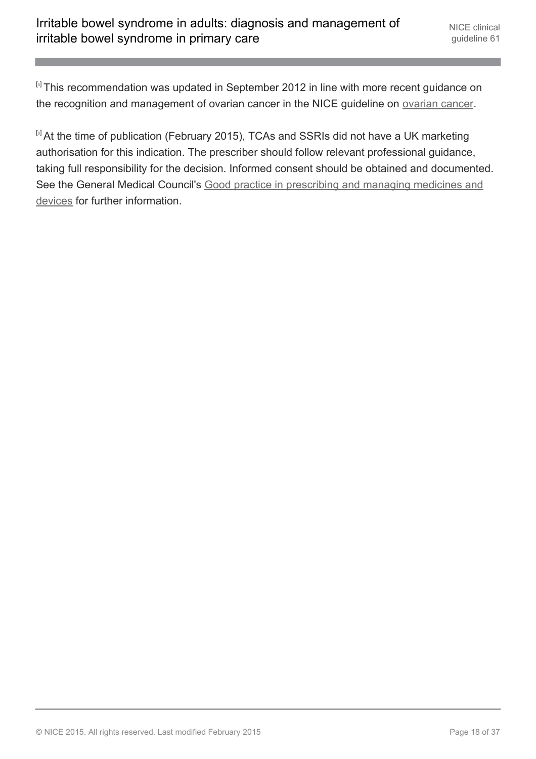[5] This recommendation was updated in September 2012 in line with more recent guidance on the recognition and management of ovarian cancer in the NICE guideline on ovarian cancer.

[6] At the time of publication (February 2015), TCAs and SSRIs did not have a UK marketing authorisation for this indication. The prescriber should follow relevant professional guidance, taking full responsibility for the decision. Informed consent should be obtained and documented. See the General Medical Council's Good practice in prescribing and managing medicines and devices for further information.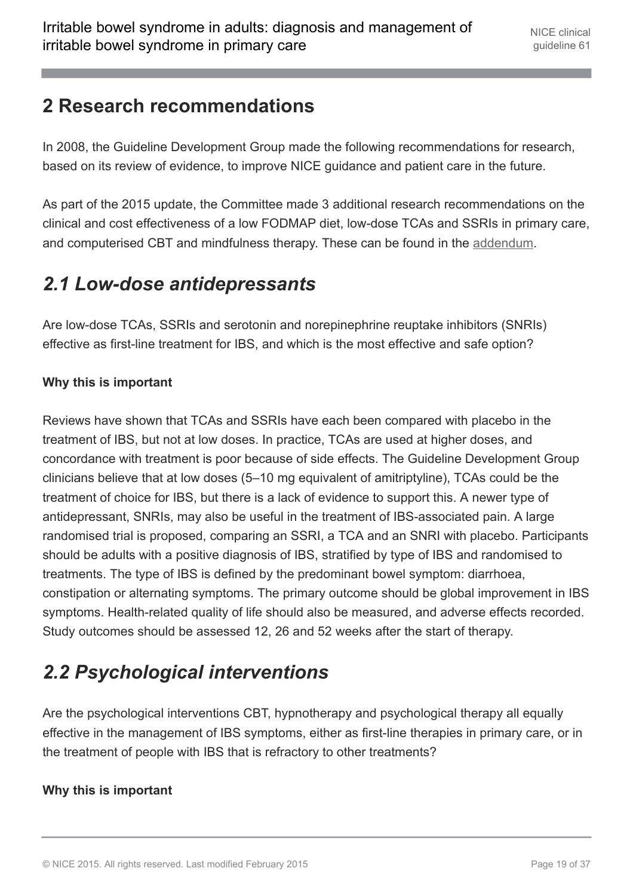# 2 Research recommendations

In 2008, the Guideline Development Group made the following recommendations for research, based on its review of evidence, to improve NICE guidance and patient care in the future.

As part of the 2015 update, the Committee made 3 additional research recommendations on the clinical and cost effectiveness of a low FODMAP diet, low-dose TCAs and SSRIs in primary care, and computerised CBT and mindfulness therapy. These can be found in the addendum.

## *2.1 Low-dose antidepressants*

Are low-dose TCAs, SSRIs and serotonin and norepinephrine reuptake inhibitors (SNRIs) effective as first-line treatment for IBS, and which is the most effective and safe option?

### Why this is important

Reviews have shown that TCAs and SSRIs have each been compared with placebo in the treatment of IBS, but not at low doses. In practice, TCAs are used at higher doses, and concordance with treatment is poor because of side effects. The Guideline Development Group clinicians believe that at low doses (5–10 mg equivalent of amitriptyline), TCAs could be the treatment of choice for IBS, but there is a lack of evidence to support this. A newer type of antidepressant, SNRIs, may also be useful in the treatment of IBS-associated pain. A large randomised trial is proposed, comparing an SSRI, a TCA and an SNRI with placebo. Participants should be adults with a positive diagnosis of IBS, stratified by type of IBS and randomised to treatments. The type of IBS is defined by the predominant bowel symptom: diarrhoea, constipation or alternating symptoms. The primary outcome should be global improvement in IBS symptoms. Health-related quality of life should also be measured, and adverse effects recorded. Study outcomes should be assessed 12, 26 and 52 weeks after the start of therapy.

## *2.2 Psychological interventions*

Are the psychological interventions CBT, hypnotherapy and psychological therapy all equally effective in the management of IBS symptoms, either as first-line therapies in primary care, or in the treatment of people with IBS that is refractory to other treatments?

### Why this is important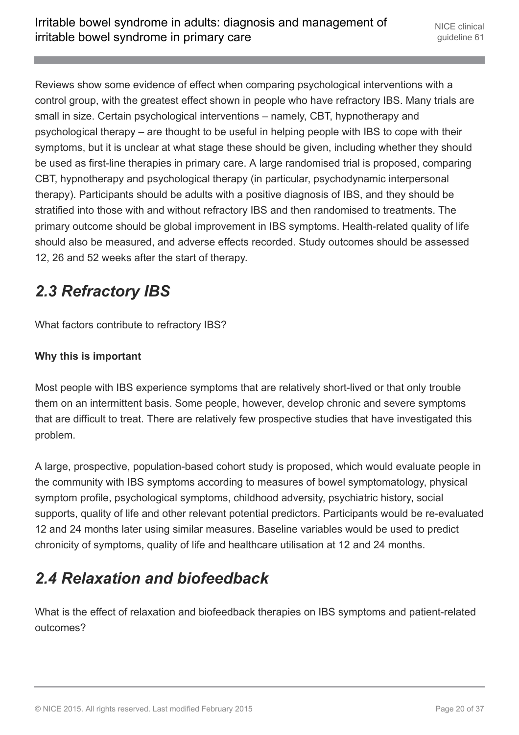Reviews show some evidence of effect when comparing psychological interventions with a control group, with the greatest effect shown in people who have refractory IBS. Many trials are small in size. Certain psychological interventions – namely, CBT, hypnotherapy and psychological therapy – are thought to be useful in helping people with IBS to cope with their symptoms, but it is unclear at what stage these should be given, including whether they should be used as first-line therapies in primary care. A large randomised trial is proposed, comparing CBT, hypnotherapy and psychological therapy (in particular, psychodynamic interpersonal therapy). Participants should be adults with a positive diagnosis of IBS, and they should be stratified into those with and without refractory IBS and then randomised to treatments. The primary outcome should be global improvement in IBS symptoms. Health-related quality of life should also be measured, and adverse effects recorded. Study outcomes should be assessed 12, 26 and 52 weeks after the start of therapy.

## *2.3 Refractory IBS*

What factors contribute to refractory IBS?

**Why this is important**

Most people with IBS experience symptoms that are relatively short-lived or that only trouble them on an intermittent basis. Some people, however, develop chronic and severe symptoms that are difficult to treat. There are relatively few prospective studies that have investigated this problem.

A large, prospective, population-based cohort study is proposed, which would evaluate people in the community with IBS symptoms according to measures of bowel symptomatology, physical symptom profile, psychological symptoms, childhood adversity, psychiatric history, social supports, quality of life and other relevant potential predictors. Participants would be re-evaluated 12 and 24 months later using similar measures. Baseline variables would be used to predict chronicity of symptoms, quality of life and healthcare utilisation at 12 and 24 months.

## *2.4 Relaxation and biofeedback*

What is the effect of relaxation and biofeedback therapies on IBS symptoms and patient-related outcomes?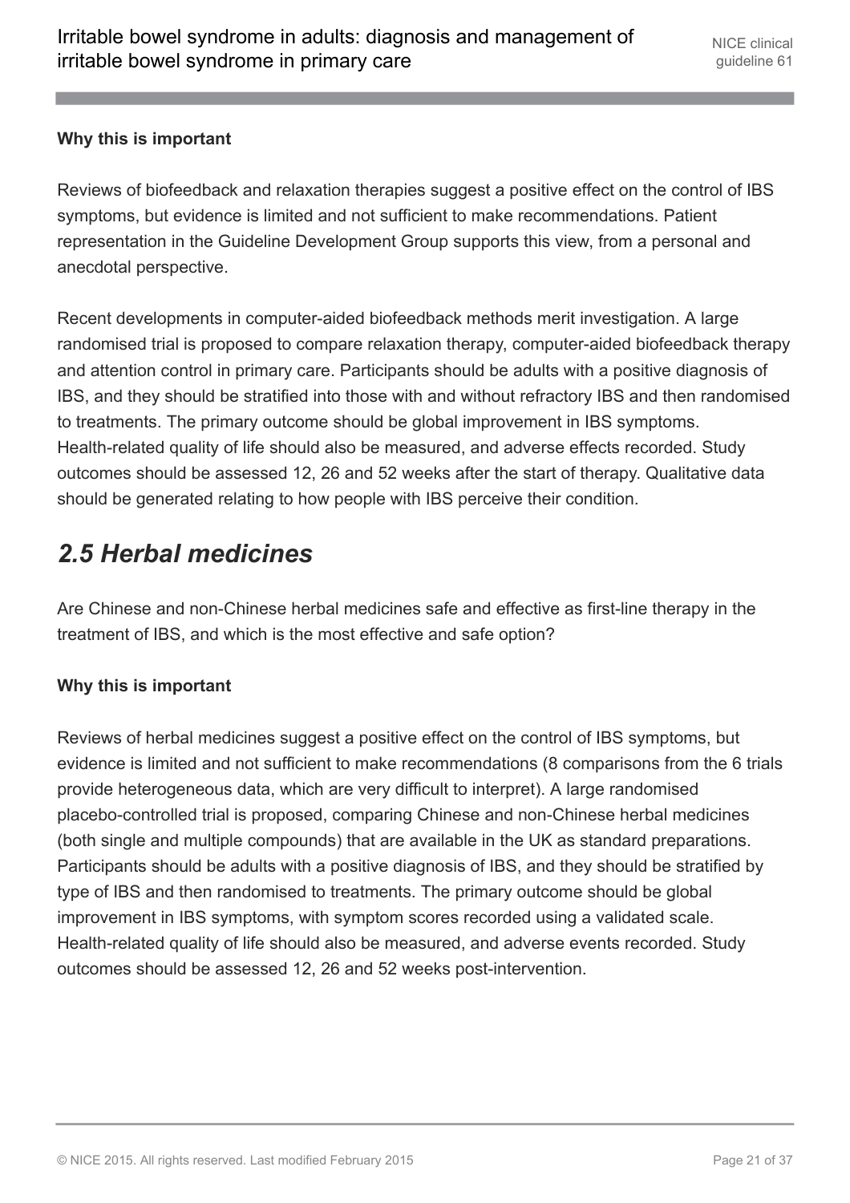**Why this is important**

Reviews of biofeedback and relaxation therapies suggest a positive effect on the control of IBS symptoms, but evidence is limited and not sufficient to make recommendations. Patient representation in the Guideline Development Group supports this view, from a personal and anecdotal perspective.

Recent developments in computer-aided biofeedback methods merit investigation. A large randomised trial is proposed to compare relaxation therapy, computer-aided biofeedback therapy and attention control in primary care. Participants should be adults with a positive diagnosis of IBS, and they should be stratified into those with and without refractory IBS and then randomised to treatments. The primary outcome should be global improvement in IBS symptoms. Health-related quality of life should also be measured, and adverse effects recorded. Study outcomes should be assessed 12, 26 and 52 weeks after the start of therapy. Qualitative data should be generated relating to how people with IBS perceive their condition.

## *2.5 Herbal medicines*

Are Chinese and non-Chinese herbal medicines safe and effective as first-line therapy in the treatment of IBS, and which is the most effective and safe option?

**Why this is important**

Reviews of herbal medicines suggest a positive effect on the control of IBS symptoms, but evidence is limited and not sufficient to make recommendations (8 comparisons from the 6 trials provide heterogeneous data, which are very difficult to interpret). A large randomised placebo-controlled trial is proposed, comparing Chinese and non-Chinese herbal medicines (both single and multiple compounds) that are available in the UK as standard preparations. Participants should be adults with a positive diagnosis of IBS, and they should be stratified by type of IBS and then randomised to treatments. The primary outcome should be global improvement in IBS symptoms, with symptom scores recorded using a validated scale. Health-related quality of life should also be measured, and adverse events recorded. Study outcomes should be assessed 12, 26 and 52 weeks post-intervention.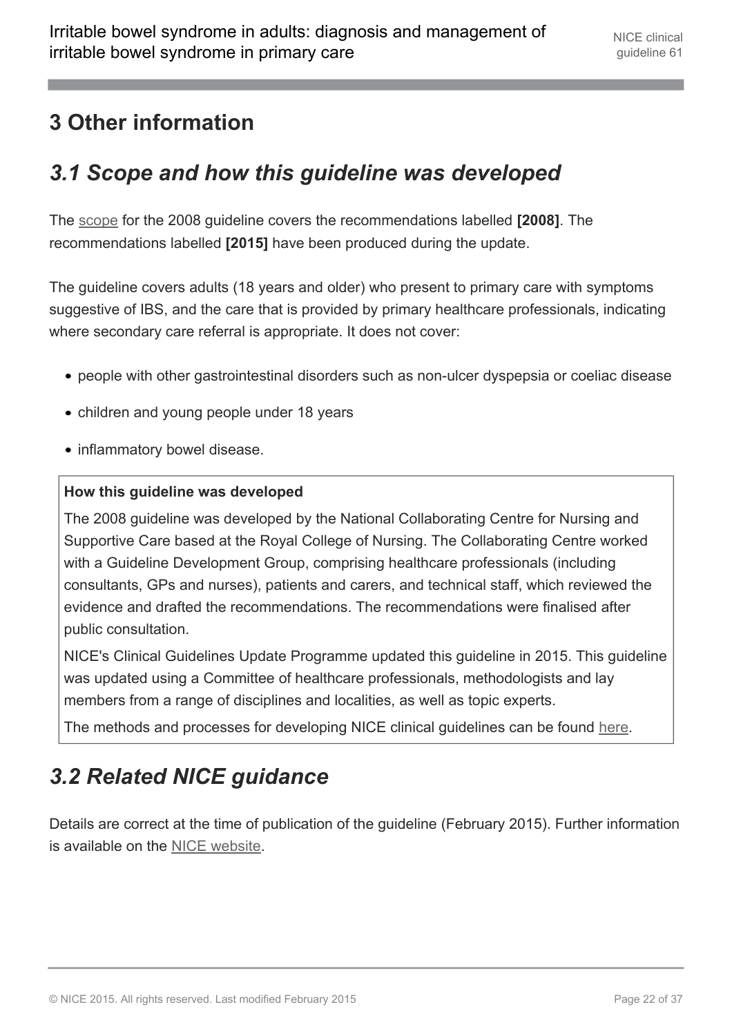# 3 Other information

## 3.1 Scope and how this guideline was developed

The scope for the 2008 guideline covers the recommendations labelled **[2008]**. The recommendations labelled **[2015]** have been produced during the update.

The guideline covers adults (18 years and older) who present to primary care with symptoms suggestive of IBS, and the care that is provided by primary healthcare professionals, indicating where secondary care referral is appropriate. It does not cover:

- people with other gastrointestinal disorders such as non-ulcer dyspepsia or coeliac disease
- children and young people under 18 years
- inflammatory bowel disease.

**How this guideline was developed**

The 2008 guideline was developed by the National Collaborating Centre for Nursing and Supportive Care based at the Royal College of Nursing. The Collaborating Centre worked with a Guideline Development Group, comprising healthcare professionals (including consultants, GPs and nurses), patients and carers, and technical staff, which reviewed the evidence and drafted the recommendations. The recommendations were finalised after public consultation.

NICE's Clinical Guidelines Update Programme updated this guideline in 2015. This guideline was updated using a Committee of healthcare professionals, methodologists and lay members from a range of disciplines and localities, as well as topic experts.

The methods and processes for developing NICE clinical guidelines can be found here.

## 3.2 Related NICE guidance

Details are correct at the time of publication of the guideline (February 2015). Further information is available on the NICE website.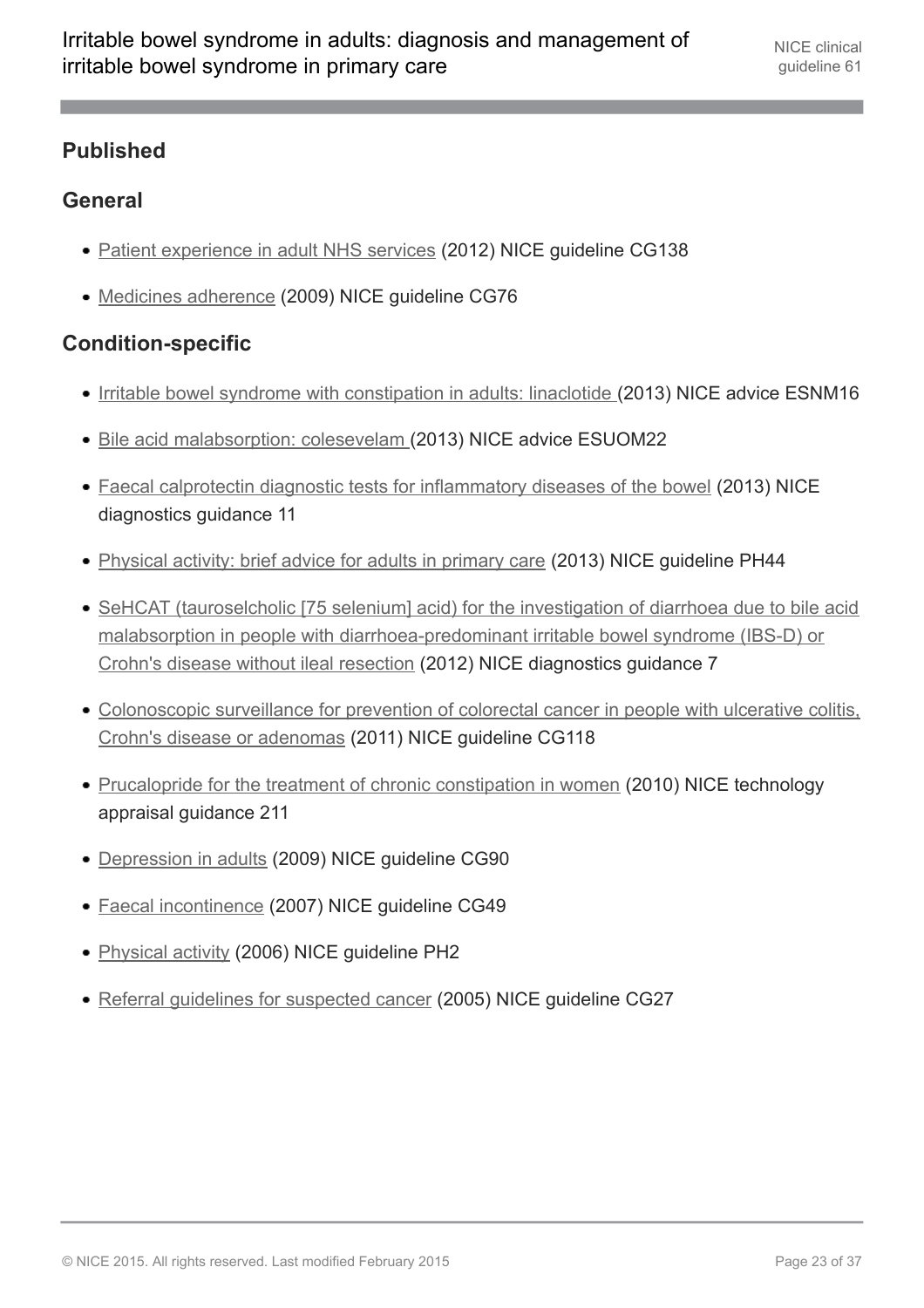## Published

### General

- Patient experience in adult NHS services (2012) NICE guideline CG138
- Medicines adherence (2009) NICE guideline CG76

### Condition-specific

- Irritable bowel syndrome with constipation in adults: linaclotide (2013) NICE advice ESNM16
- Bile acid malabsorption: colesevelam (2013) NICE advice ESUOM22
- Faecal calprotectin diagnostic tests for inflammatory diseases of the bowel (2013) NICE diagnostics guidance 11
- Physical activity: brief advice for adults in primary care (2013) NICE guideline PH44
- SeHCAT (tauroselcholic [75 selenium] acid) for the investigation of diarrhoea due to bile acid malabsorption in people with diarrhoea-predominant irritable bowel syndrome (IBS-D) or Crohn's disease without ileal resection (2012) NICE diagnostics guidance 7
- Colonoscopic surveillance for prevention of colorectal cancer in people with ulcerative colitis, Crohn's disease or adenomas (2011) NICE guideline CG118
- Prucalopride for the treatment of chronic constipation in women (2010) NICE technology appraisal guidance 211
- Depression in adults (2009) NICE guideline CG90
- Faecal incontinence (2007) NICE guideline CG49
- Physical activity (2006) NICE guideline PH2
- Referral guidelines for suspected cancer (2005) NICE guideline CG27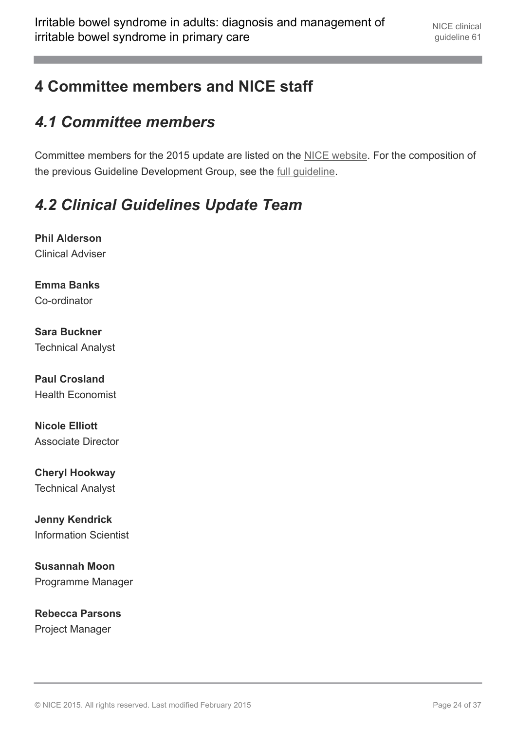# 4 Committee members and NICE staff

## *4.1 Committee members*

Committee members for the 2015 update are listed on the NICE website. For the composition of the previous Guideline Development Group, see the full guideline.

## *4.2 Clinical Guidelines Update Team*

**Phil Alderson**
Clinical Adviser

**Emma Banks**
Co-ordinator

**Sara Buckner**
Technical Analyst

**Paul Crosland**
Health Economist

**Nicole Elliott**
Associate Director

**Cheryl Hookway**
Technical Analyst

**Jenny Kendrick**
Information Scientist

**Susannah Moon**
Programme Manager

**Rebecca Parsons**
Project Manager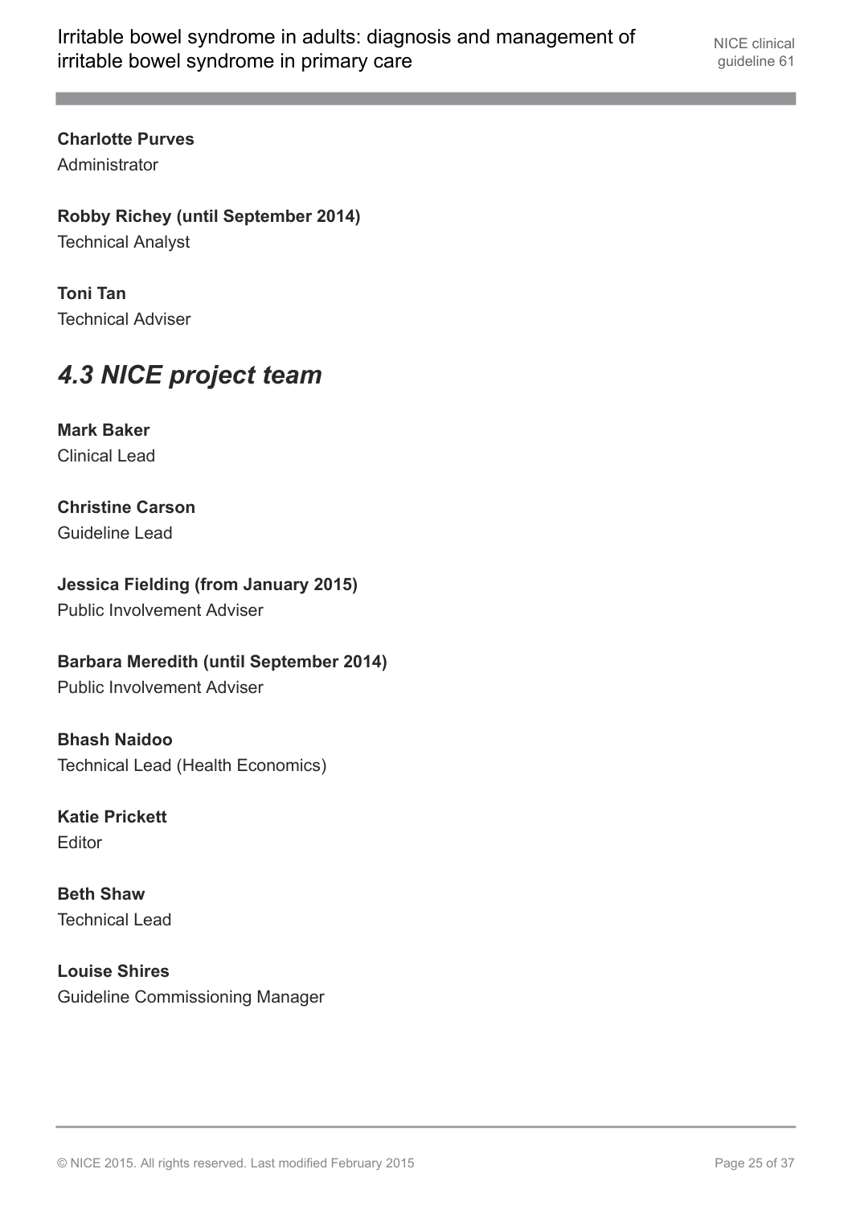**Charlotte Purves**
Administrator

**Robby Richey (until September 2014)**
Technical Analyst

**Toni Tan**
Technical Adviser

## *4.3 NICE project team*

**Mark Baker**
Clinical Lead

**Christine Carson**
Guideline Lead

**Jessica Fielding (from January 2015)**
Public Involvement Adviser

**Barbara Meredith (until September 2014)**
Public Involvement Adviser

**Bhash Naidoo**
Technical Lead (Health Economics)

**Katie Prickett**
Editor

**Beth Shaw**
Technical Lead

**Louise Shires**
Guideline Commissioning Manager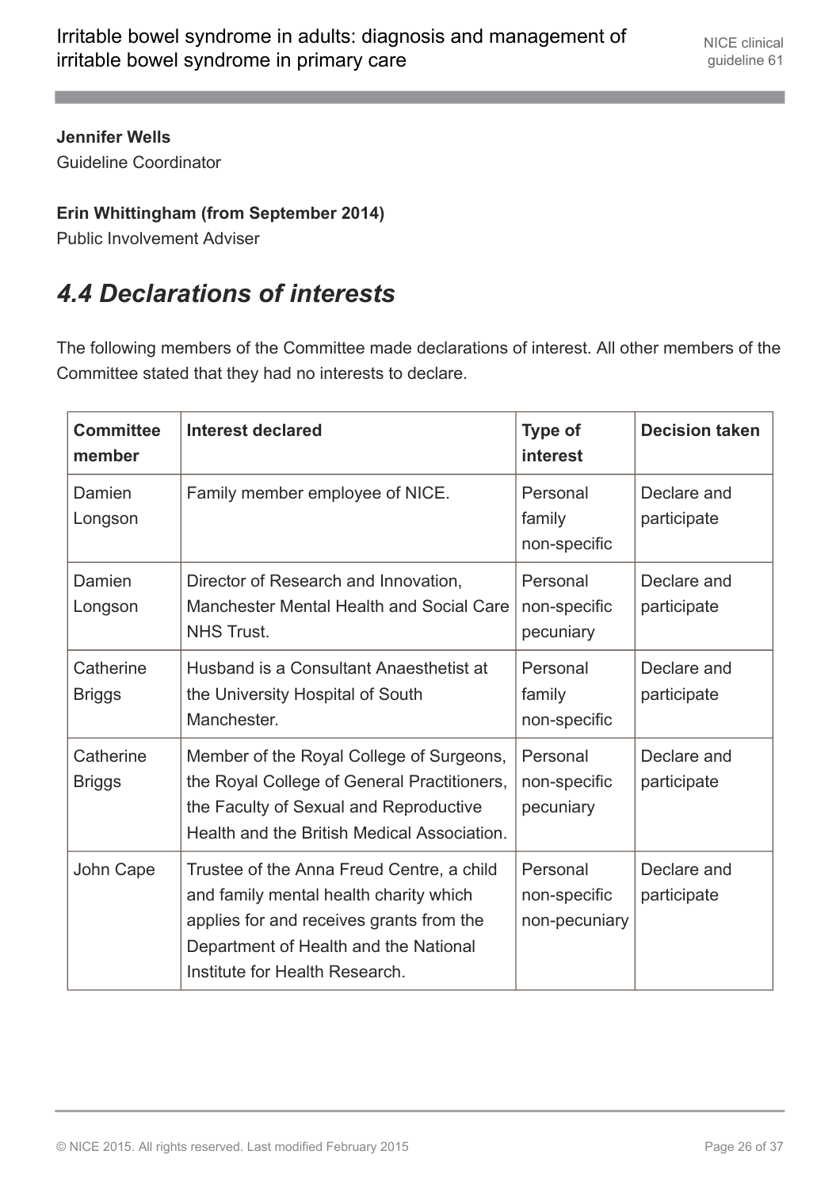**Jennifer Wells**

Guideline Coordinator

**Erin Whittingham (from September 2014)**

Public Involvement Adviser

## *4.4 Declarations of interests*

The following members of the Committee made declarations of interest. All other members of the Committee stated that they had no interests to declare.

| Committee member | Interest declared | Type of interest | Decision taken |
|---|---|---|---|
| Damien Longson | Family member employee of NICE. | Personal family non-specific | Declare and participate |
| Damien Longson | Director of Research and Innovation, Manchester Mental Health and Social Care NHS Trust. | Personal non-specific pecuniary | Declare and participate |
| Catherine Briggs | Husband is a Consultant Anaesthetist at the University Hospital of South Manchester. | Personal family non-specific | Declare and participate |
| Catherine Briggs | Member of the Royal College of Surgeons, the Royal College of General Practitioners, the Faculty of Sexual and Reproductive Health and the British Medical Association. | Personal non-specific pecuniary | Declare and participate |
| John Cape | Trustee of the Anna Freud Centre, a child and family mental health charity which applies for and receives grants from the Department of Health and the National Institute for Health Research. | Personal non-specific non-pecuniary | Declare and participate |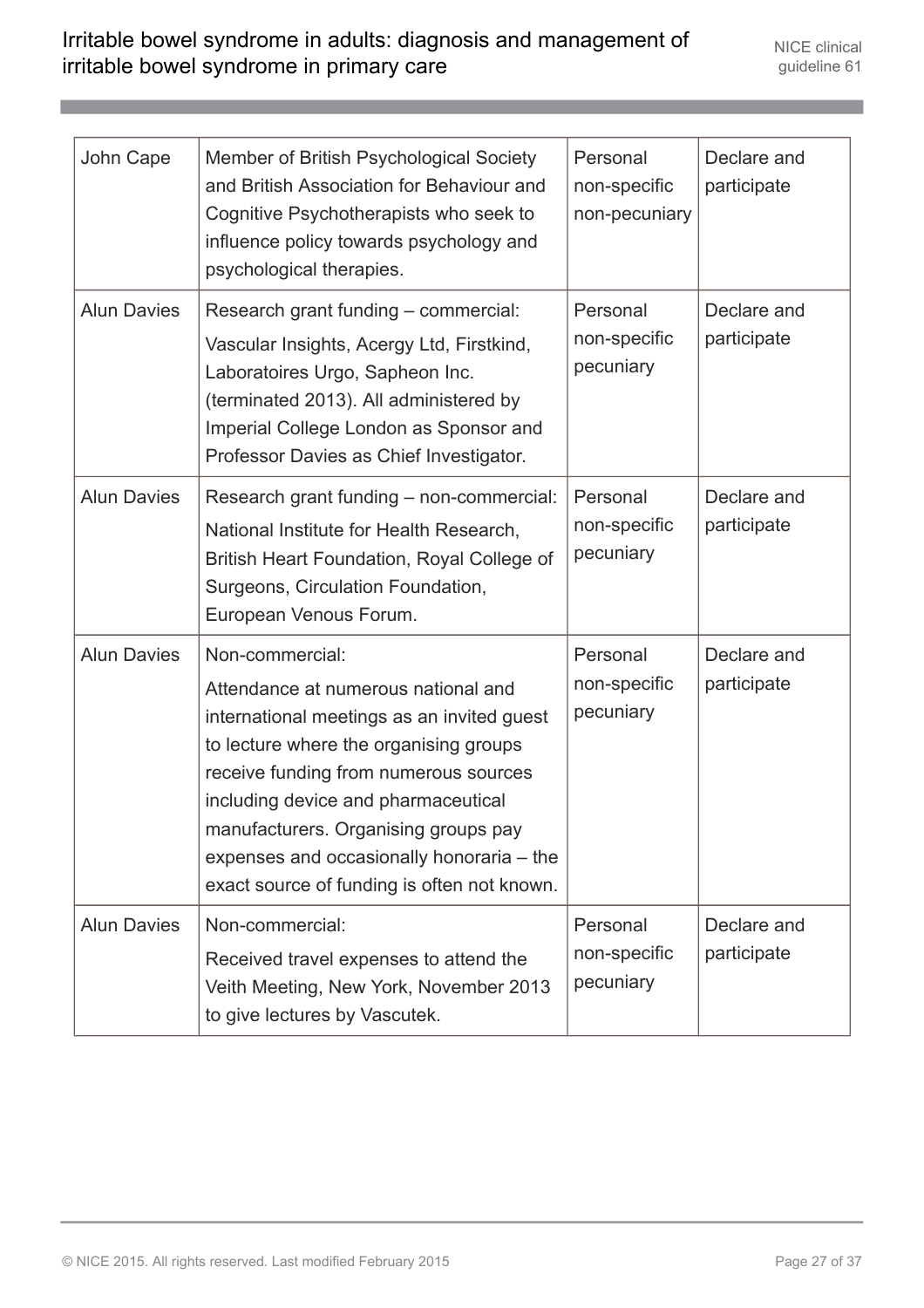| John Cape | Member of British Psychological Society and British Association for Behaviour and Cognitive Psychotherapists who seek to influence policy towards psychology and psychological therapies. | Personal non-specific non-pecuniary | Declare and participate |
|---|---|---|---|
| Alun Davies | Research grant funding – commercial: Vascular Insights, Acergy Ltd, Firstkind, Laboratoires Urgo, Sapheon Inc. (terminated 2013). All administered by Imperial College London as Sponsor and Professor Davies as Chief Investigator. | Personal non-specific pecuniary | Declare and participate |
| Alun Davies | Research grant funding – non-commercial: National Institute for Health Research, British Heart Foundation, Royal College of Surgeons, Circulation Foundation, European Venous Forum. | Personal non-specific pecuniary | Declare and participate |
| Alun Davies | Non-commercial: Attendance at numerous national and international meetings as an invited guest to lecture where the organising groups receive funding from numerous sources including device and pharmaceutical manufacturers. Organising groups pay expenses and occasionally honoraria – the exact source of funding is often not known. | Personal non-specific pecuniary | Declare and participate |
| Alun Davies | Non-commercial: Received travel expenses to attend the Veith Meeting, New York, November 2013 to give lectures by Vascutek. | Personal non-specific pecuniary | Declare and participate |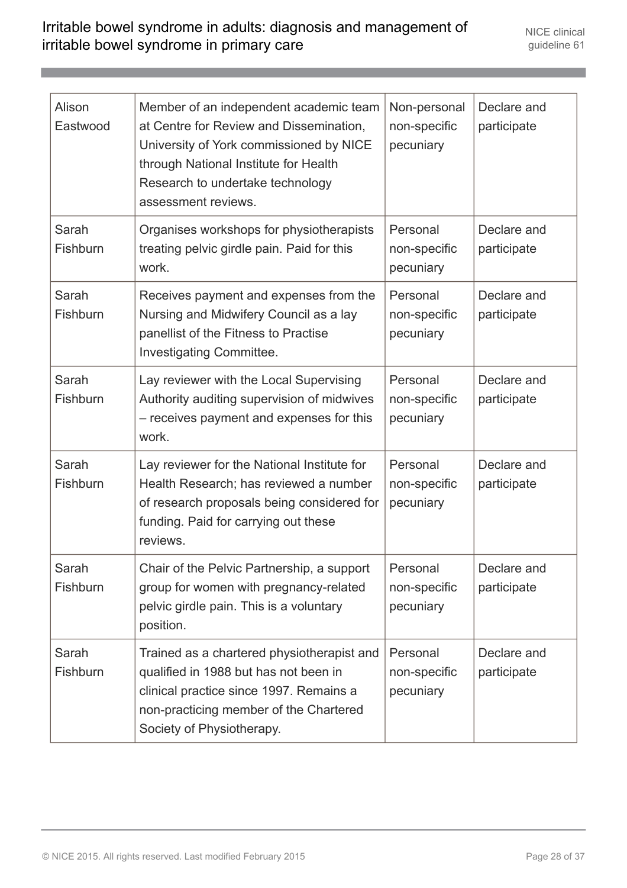| | | | |
|---|---|---|---|
| Alison Eastwood | Member of an independent academic team at Centre for Review and Dissemination, University of York commissioned by NICE through National Institute for Health Research to undertake technology assessment reviews. | Non-personal non-specific pecuniary | Declare and participate |
| Sarah Fishburn | Organises workshops for physiotherapists treating pelvic girdle pain. Paid for this work. | Personal non-specific pecuniary | Declare and participate |
| Sarah Fishburn | Receives payment and expenses from the Nursing and Midwifery Council as a lay panellist of the Fitness to Practise Investigating Committee. | Personal non-specific pecuniary | Declare and participate |
| Sarah Fishburn | Lay reviewer with the Local Supervising Authority auditing supervision of midwives – receives payment and expenses for this work. | Personal non-specific pecuniary | Declare and participate |
| Sarah Fishburn | Lay reviewer for the National Institute for Health Research; has reviewed a number of research proposals being considered for funding. Paid for carrying out these reviews. | Personal non-specific pecuniary | Declare and participate |
| Sarah Fishburn | Chair of the Pelvic Partnership, a support group for women with pregnancy-related pelvic girdle pain. This is a voluntary position. | Personal non-specific pecuniary | Declare and participate |
| Sarah Fishburn | Trained as a chartered physiotherapist and qualified in 1988 but has not been in clinical practice since 1997. Remains a non-practicing member of the Chartered Society of Physiotherapy. | Personal non-specific pecuniary | Declare and participate |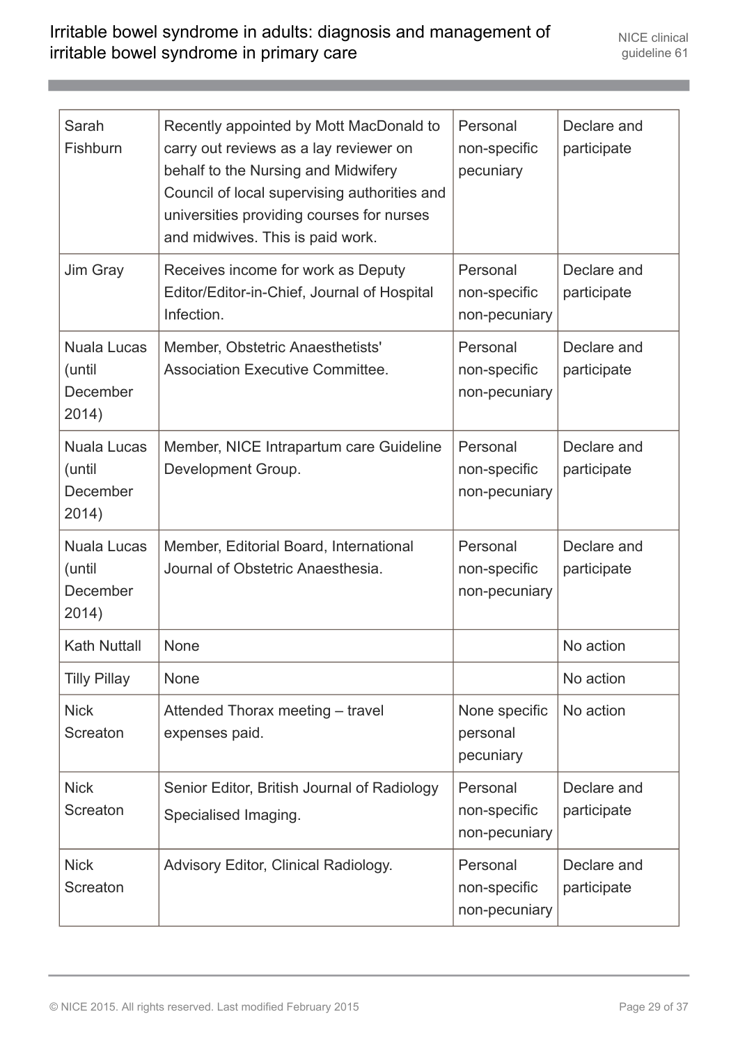| | | | |
|---|---|---|---|
| Sarah Fishburn | Recently appointed by Mott MacDonald to carry out reviews as a lay reviewer on behalf to the Nursing and Midwifery Council of local supervising authorities and universities providing courses for nurses and midwives. This is paid work. | Personal non-specific pecuniary | Declare and participate |
| Jim Gray | Receives income for work as Deputy Editor/Editor-in-Chief, Journal of Hospital Infection. | Personal non-specific non-pecuniary | Declare and participate |
| Nuala Lucas (until December 2014) | Member, Obstetric Anaesthetists' Association Executive Committee. | Personal non-specific non-pecuniary | Declare and participate |
| Nuala Lucas (until December 2014) | Member, NICE Intrapartum care Guideline Development Group. | Personal non-specific non-pecuniary | Declare and participate |
| Nuala Lucas (until December 2014) | Member, Editorial Board, International Journal of Obstetric Anaesthesia. | Personal non-specific non-pecuniary | Declare and participate |
| Kath Nuttall | None | | No action |
| Tilly Pillay | None | | No action |
| Nick Screaton | Attended Thorax meeting – travel expenses paid. | None specific personal pecuniary | No action |
| Nick Screaton | Senior Editor, British Journal of Radiology Specialised Imaging. | Personal non-specific non-pecuniary | Declare and participate |
| Nick Screaton | Advisory Editor, Clinical Radiology. | Personal non-specific non-pecuniary | Declare and participate |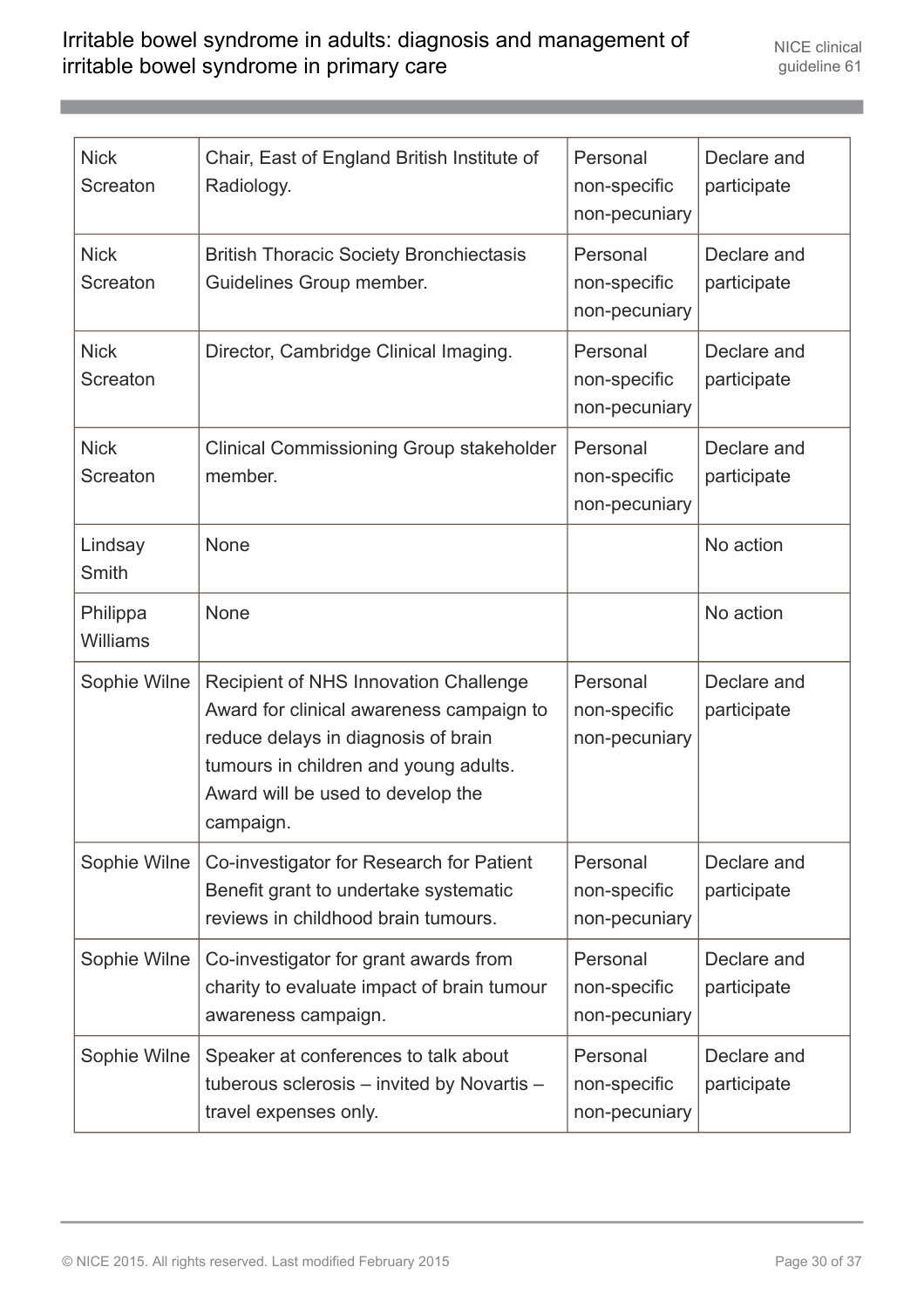| Nick Screaton | Chair, East of England British Institute of Radiology. | Personal non-specific non-pecuniary | Declare and participate |
|---|---|---|---|
| Nick Screaton | British Thoracic Society Bronchiectasis Guidelines Group member. | Personal non-specific non-pecuniary | Declare and participate |
| Nick Screaton | Director, Cambridge Clinical Imaging. | Personal non-specific non-pecuniary | Declare and participate |
| Nick Screaton | Clinical Commissioning Group stakeholder member. | Personal non-specific non-pecuniary | Declare and participate |
| Lindsay Smith | None | | No action |
| Philippa Williams | None | | No action |
| Sophie Wilne | Recipient of NHS Innovation Challenge Award for clinical awareness campaign to reduce delays in diagnosis of brain tumours in children and young adults. Award will be used to develop the campaign. | Personal non-specific non-pecuniary | Declare and participate |
| Sophie Wilne | Co-investigator for Research for Patient Benefit grant to undertake systematic reviews in childhood brain tumours. | Personal non-specific non-pecuniary | Declare and participate |
| Sophie Wilne | Co-investigator for grant awards from charity to evaluate impact of brain tumour awareness campaign. | Personal non-specific non-pecuniary | Declare and participate |
| Sophie Wilne | Speaker at conferences to talk about tuberous sclerosis – invited by Novartis – travel expenses only. | Personal non-specific non-pecuniary | Declare and participate |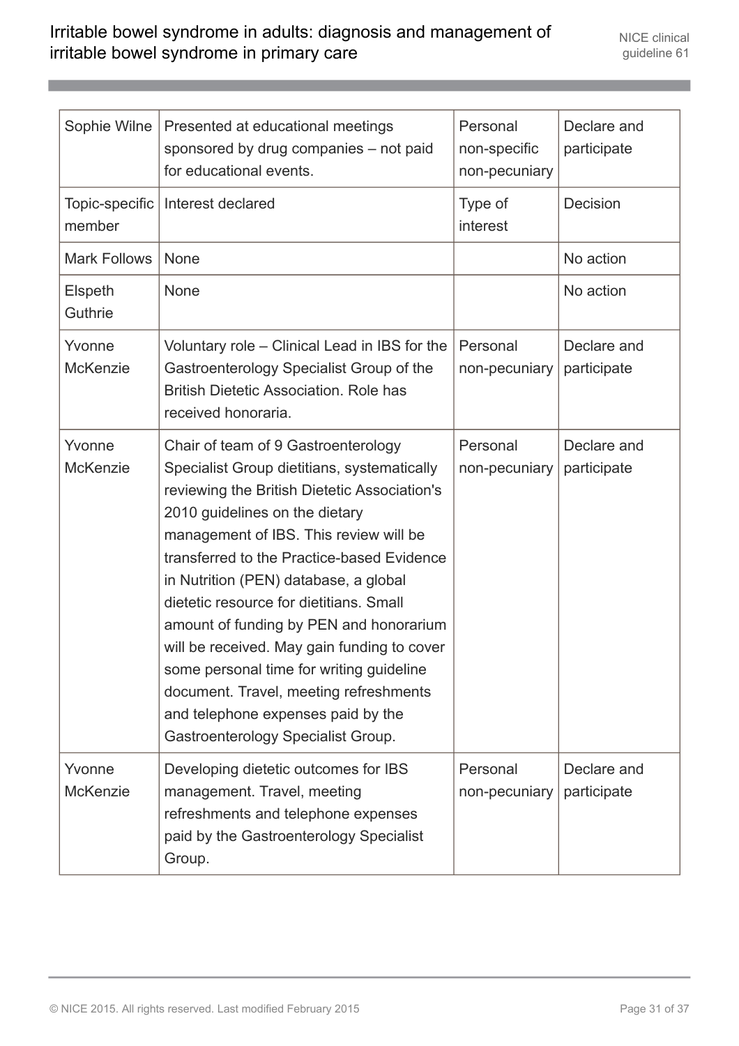| Sophie Wilne | Presented at educational meetings sponsored by drug companies – not paid for educational events. | Personal non-specific non-pecuniary | Declare and participate |
|---|---|---|---|
| Topic-specific member | Interest declared | Type of interest | Decision |
| Mark Follows | None | | No action |
| Elspeth Guthrie | None | | No action |
| Yvonne McKenzie | Voluntary role – Clinical Lead in IBS for the Gastroenterology Specialist Group of the British Dietetic Association. Role has received honoraria. | Personal non-pecuniary | Declare and participate |
| Yvonne McKenzie | Chair of team of 9 Gastroenterology Specialist Group dietitians, systematically reviewing the British Dietetic Association's 2010 guidelines on the dietary management of IBS. This review will be transferred to the Practice-based Evidence in Nutrition (PEN) database, a global dietetic resource for dietitians. Small amount of funding by PEN and honorarium will be received. May gain funding to cover some personal time for writing guideline document. Travel, meeting refreshments and telephone expenses paid by the Gastroenterology Specialist Group. | Personal non-pecuniary | Declare and participate |
| Yvonne McKenzie | Developing dietetic outcomes for IBS management. Travel, meeting refreshments and telephone expenses paid by the Gastroenterology Specialist Group. | Personal non-pecuniary | Declare and participate |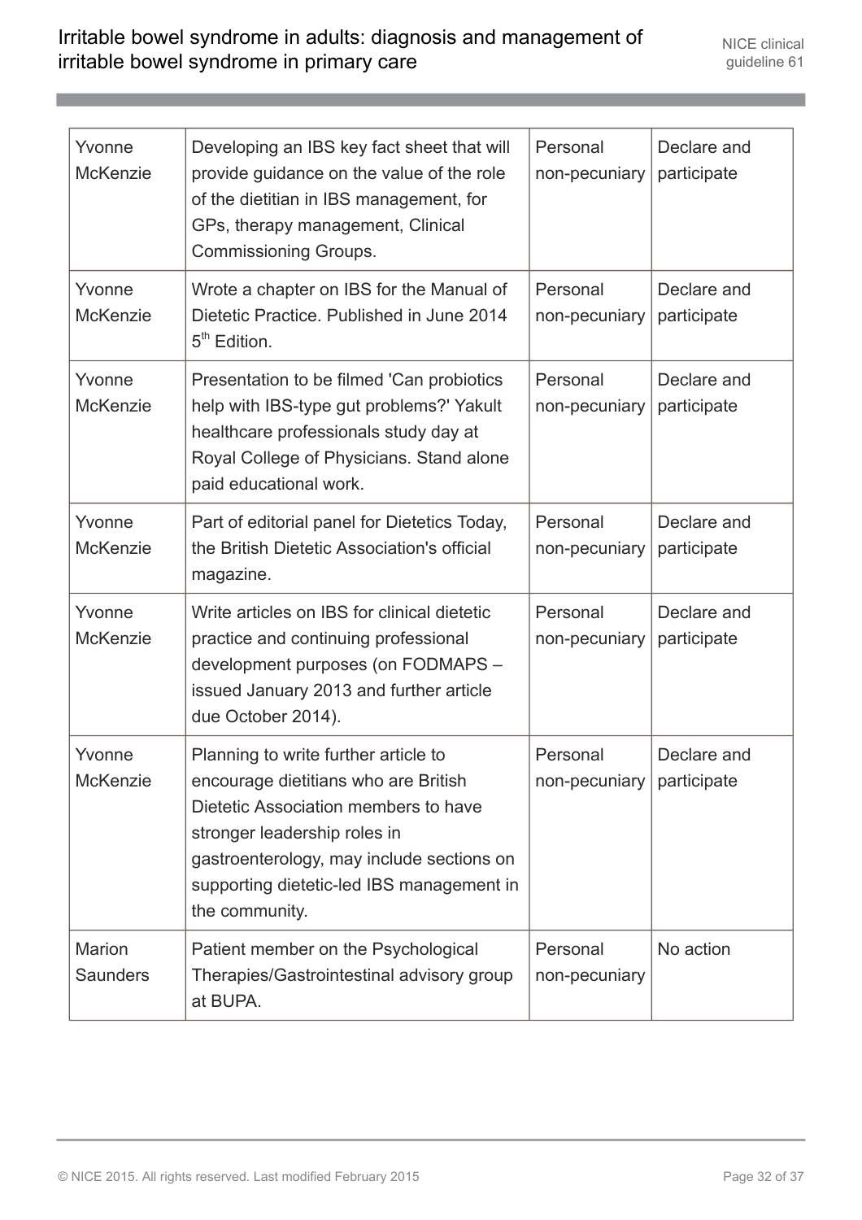| | | | |
|---|---|---|---|
| Yvonne McKenzie | Developing an IBS key fact sheet that will provide guidance on the value of the role of the dietitian in IBS management, for GPs, therapy management, Clinical Commissioning Groups. | Personal non-pecuniary | Declare and participate |
| Yvonne McKenzie | Wrote a chapter on IBS for the Manual of Dietetic Practice. Published in June 2014 5th Edition. | Personal non-pecuniary | Declare and participate |
| Yvonne McKenzie | Presentation to be filmed 'Can probiotics help with IBS-type gut problems?' Yakult healthcare professionals study day at Royal College of Physicians. Stand alone paid educational work. | Personal non-pecuniary | Declare and participate |
| Yvonne McKenzie | Part of editorial panel for Dietetics Today, the British Dietetic Association's official magazine. | Personal non-pecuniary | Declare and participate |
| Yvonne McKenzie | Write articles on IBS for clinical dietetic practice and continuing professional development purposes (on FODMAPS – issued January 2013 and further article due October 2014). | Personal non-pecuniary | Declare and participate |
| Yvonne McKenzie | Planning to write further article to encourage dietitians who are British Dietetic Association members to have stronger leadership roles in gastroenterology, may include sections on supporting dietetic-led IBS management in the community. | Personal non-pecuniary | Declare and participate |
| Marion Saunders | Patient member on the Psychological Therapies/Gastrointestinal advisory group at BUPA. | Personal non-pecuniary | No action |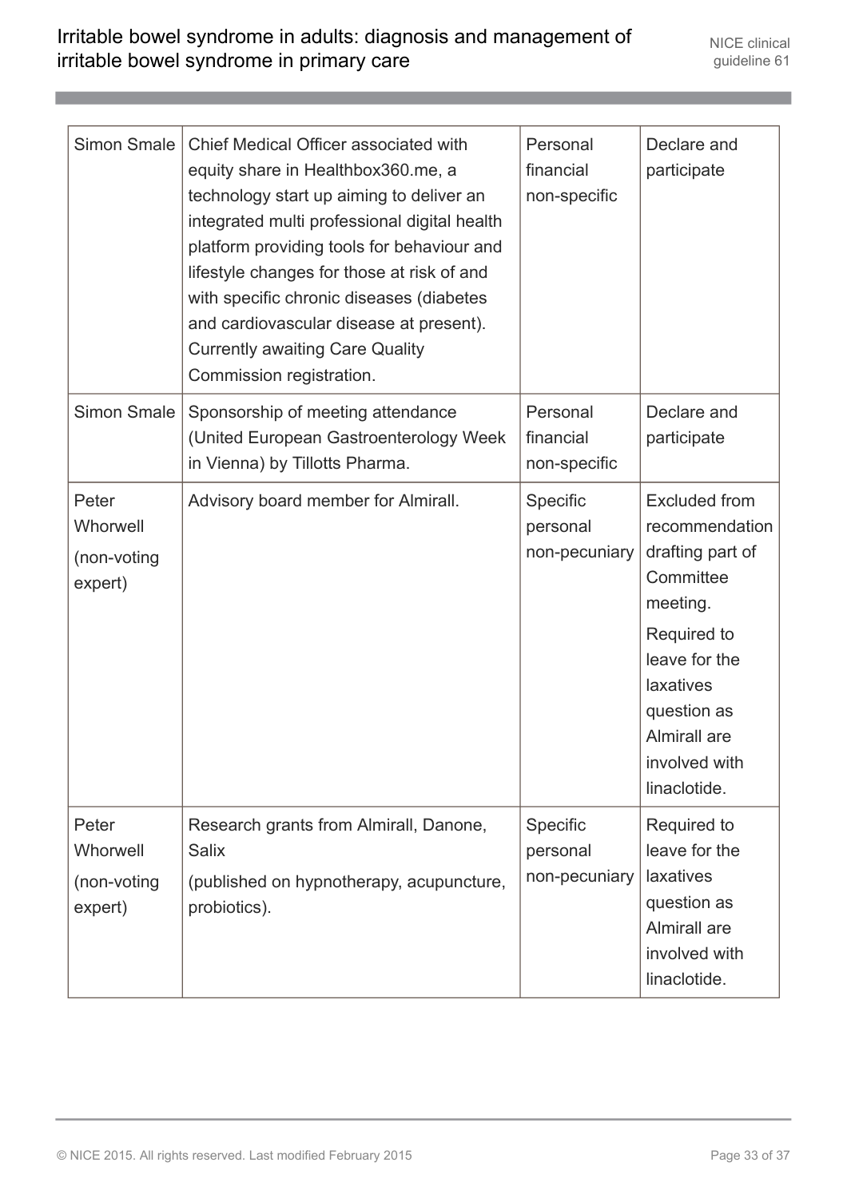| Simon Smale | Chief Medical Officer associated with equity share in Healthbox360.me, a technology start up aiming to deliver an integrated multi professional digital health platform providing tools for behaviour and lifestyle changes for those at risk of and with specific chronic diseases (diabetes and cardiovascular disease at present). Currently awaiting Care Quality Commission registration. | Personal financial non-specific | Declare and participate |
|---|---|---|---|
| Simon Smale | Sponsorship of meeting attendance (United European Gastroenterology Week in Vienna) by Tillotts Pharma. | Personal financial non-specific | Declare and participate |
| Peter Whorwell (non-voting expert) | Advisory board member for Almirall. | Specific personal non-pecuniary | Excluded from recommendation drafting part of Committee meeting. Required to leave for the laxatives question as Almirall are involved with linaclotide. |
| Peter Whorwell (non-voting expert) | Research grants from Almirall, Danone, Salix (published on hypnotherapy, acupuncture, probiotics). | Specific personal non-pecuniary | Required to leave for the laxatives question as Almirall are involved with linaclotide. |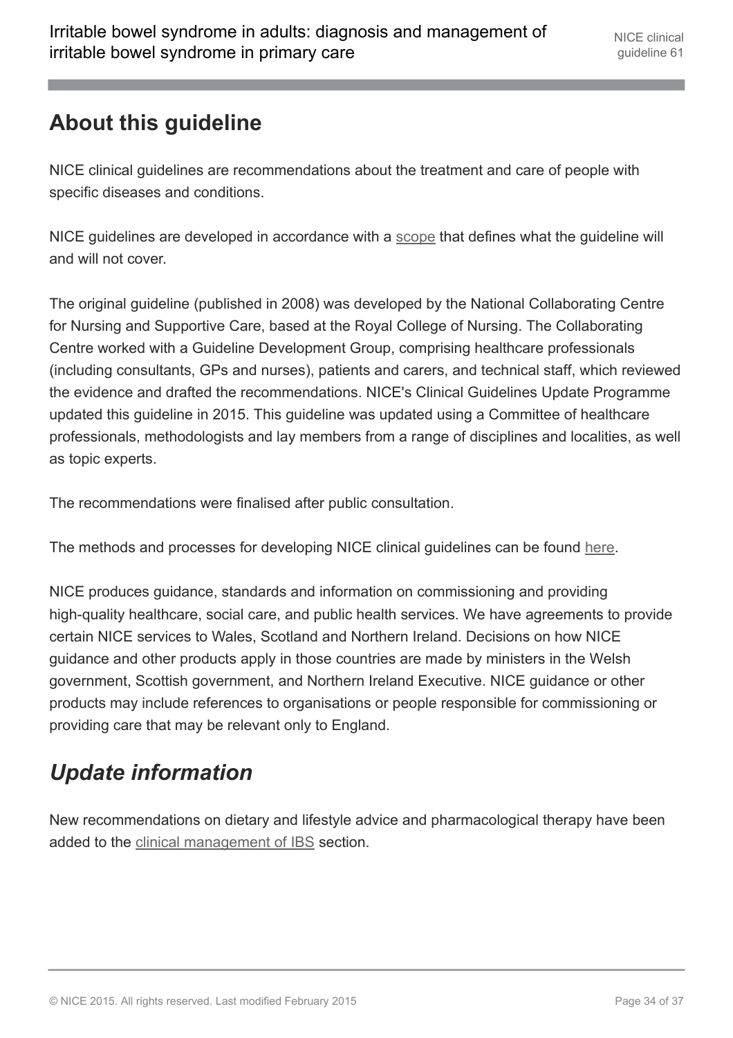## About this guideline

NICE clinical guidelines are recommendations about the treatment and care of people with specific diseases and conditions.

NICE guidelines are developed in accordance with a scope that defines what the guideline will and will not cover.

The original guideline (published in 2008) was developed by the National Collaborating Centre for Nursing and Supportive Care, based at the Royal College of Nursing. The Collaborating Centre worked with a Guideline Development Group, comprising healthcare professionals (including consultants, GPs and nurses), patients and carers, and technical staff, which reviewed the evidence and drafted the recommendations. NICE's Clinical Guidelines Update Programme updated this guideline in 2015. This guideline was updated using a Committee of healthcare professionals, methodologists and lay members from a range of disciplines and localities, as well as topic experts.

The recommendations were finalised after public consultation.

The methods and processes for developing NICE clinical guidelines can be found here.

NICE produces guidance, standards and information on commissioning and providing high-quality healthcare, social care, and public health services. We have agreements to provide certain NICE services to Wales, Scotland and Northern Ireland. Decisions on how NICE guidance and other products apply in those countries are made by ministers in the Welsh government, Scottish government, and Northern Ireland Executive. NICE guidance or other products may include references to organisations or people responsible for commissioning or providing care that may be relevant only to England.

### *Update information*

New recommendations on dietary and lifestyle advice and pharmacological therapy have been added to the clinical management of IBS section.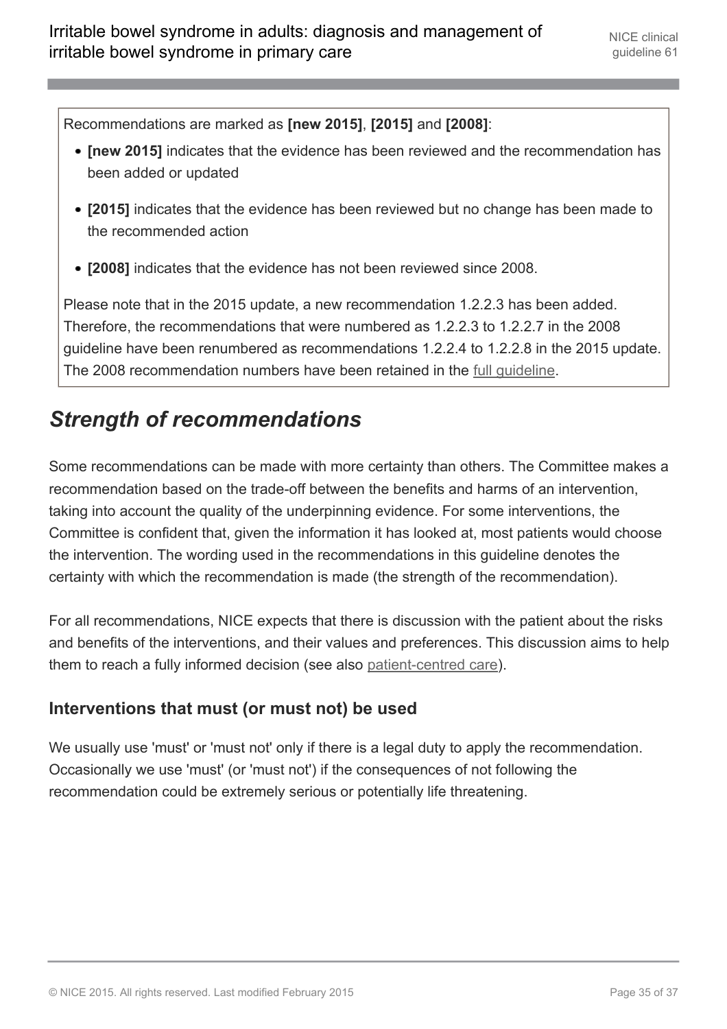Recommendations are marked as **[new 2015]**, **[2015]** and **[2008]**:

- **[new 2015]** indicates that the evidence has been reviewed and the recommendation has been added or updated
- **[2015]** indicates that the evidence has been reviewed but no change has been made to the recommended action
- **[2008]** indicates that the evidence has not been reviewed since 2008.

Please note that in the 2015 update, a new recommendation 1.2.2.3 has been added. Therefore, the recommendations that were numbered as 1.2.2.3 to 1.2.2.7 in the 2008 guideline have been renumbered as recommendations 1.2.2.4 to 1.2.2.8 in the 2015 update. The 2008 recommendation numbers have been retained in the full guideline.

## *Strength of recommendations*

Some recommendations can be made with more certainty than others. The Committee makes a recommendation based on the trade-off between the benefits and harms of an intervention, taking into account the quality of the underpinning evidence. For some interventions, the Committee is confident that, given the information it has looked at, most patients would choose the intervention. The wording used in the recommendations in this guideline denotes the certainty with which the recommendation is made (the strength of the recommendation).

For all recommendations, NICE expects that there is discussion with the patient about the risks and benefits of the interventions, and their values and preferences. This discussion aims to help them to reach a fully informed decision (see also patient-centred care).

### Interventions that must (or must not) be used

We usually use 'must' or 'must not' only if there is a legal duty to apply the recommendation. Occasionally we use 'must' (or 'must not') if the consequences of not following the recommendation could be extremely serious or potentially life threatening.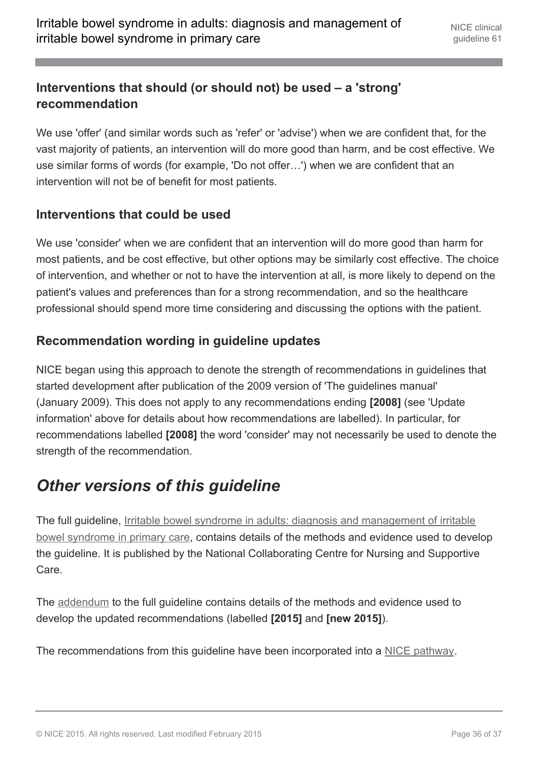### Interventions that should (or should not) be used – a 'strong' recommendation

We use 'offer' (and similar words such as 'refer' or 'advise') when we are confident that, for the vast majority of patients, an intervention will do more good than harm, and be cost effective. We use similar forms of words (for example, 'Do not offer…') when we are confident that an intervention will not be of benefit for most patients.

### Interventions that could be used

We use 'consider' when we are confident that an intervention will do more good than harm for most patients, and be cost effective, but other options may be similarly cost effective. The choice of intervention, and whether or not to have the intervention at all, is more likely to depend on the patient's values and preferences than for a strong recommendation, and so the healthcare professional should spend more time considering and discussing the options with the patient.

### Recommendation wording in guideline updates

NICE began using this approach to denote the strength of recommendations in guidelines that started development after publication of the 2009 version of 'The guidelines manual' (January 2009). This does not apply to any recommendations ending **[2008]** (see 'Update information' above for details about how recommendations are labelled). In particular, for recommendations labelled **[2008]** the word 'consider' may not necessarily be used to denote the strength of the recommendation.

## *Other versions of this guideline*

The full guideline, Irritable bowel syndrome in adults: diagnosis and management of irritable bowel syndrome in primary care, contains details of the methods and evidence used to develop the guideline. It is published by the National Collaborating Centre for Nursing and Supportive Care.

The addendum to the full guideline contains details of the methods and evidence used to develop the updated recommendations (labelled **[2015]** and **[new 2015]**).

The recommendations from this guideline have been incorporated into a NICE pathway.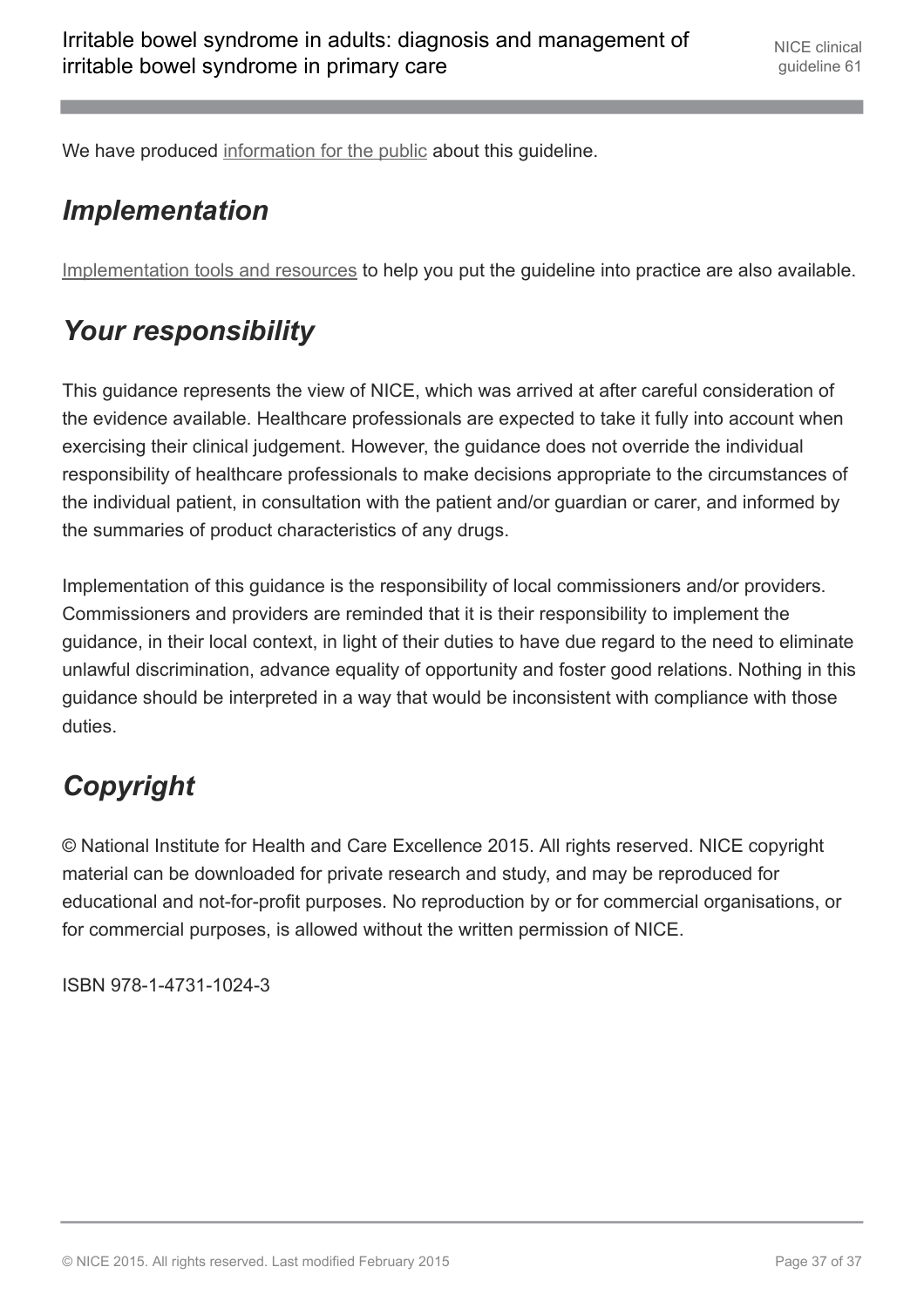We have produced information for the public about this guideline.

## *Implementation*

Implementation tools and resources to help you put the guideline into practice are also available.

## *Your responsibility*

This guidance represents the view of NICE, which was arrived at after careful consideration of the evidence available. Healthcare professionals are expected to take it fully into account when exercising their clinical judgement. However, the guidance does not override the individual responsibility of healthcare professionals to make decisions appropriate to the circumstances of the individual patient, in consultation with the patient and/or guardian or carer, and informed by the summaries of product characteristics of any drugs.

Implementation of this guidance is the responsibility of local commissioners and/or providers. Commissioners and providers are reminded that it is their responsibility to implement the guidance, in their local context, in light of their duties to have due regard to the need to eliminate unlawful discrimination, advance equality of opportunity and foster good relations. Nothing in this guidance should be interpreted in a way that would be inconsistent with compliance with those duties.

## *Copyright*

© National Institute for Health and Care Excellence 2015. All rights reserved. NICE copyright material can be downloaded for private research and study, and may be reproduced for educational and not-for-profit purposes. No reproduction by or for commercial organisations, or for commercial purposes, is allowed without the written permission of NICE.

ISBN 978-1-4731-1024-3